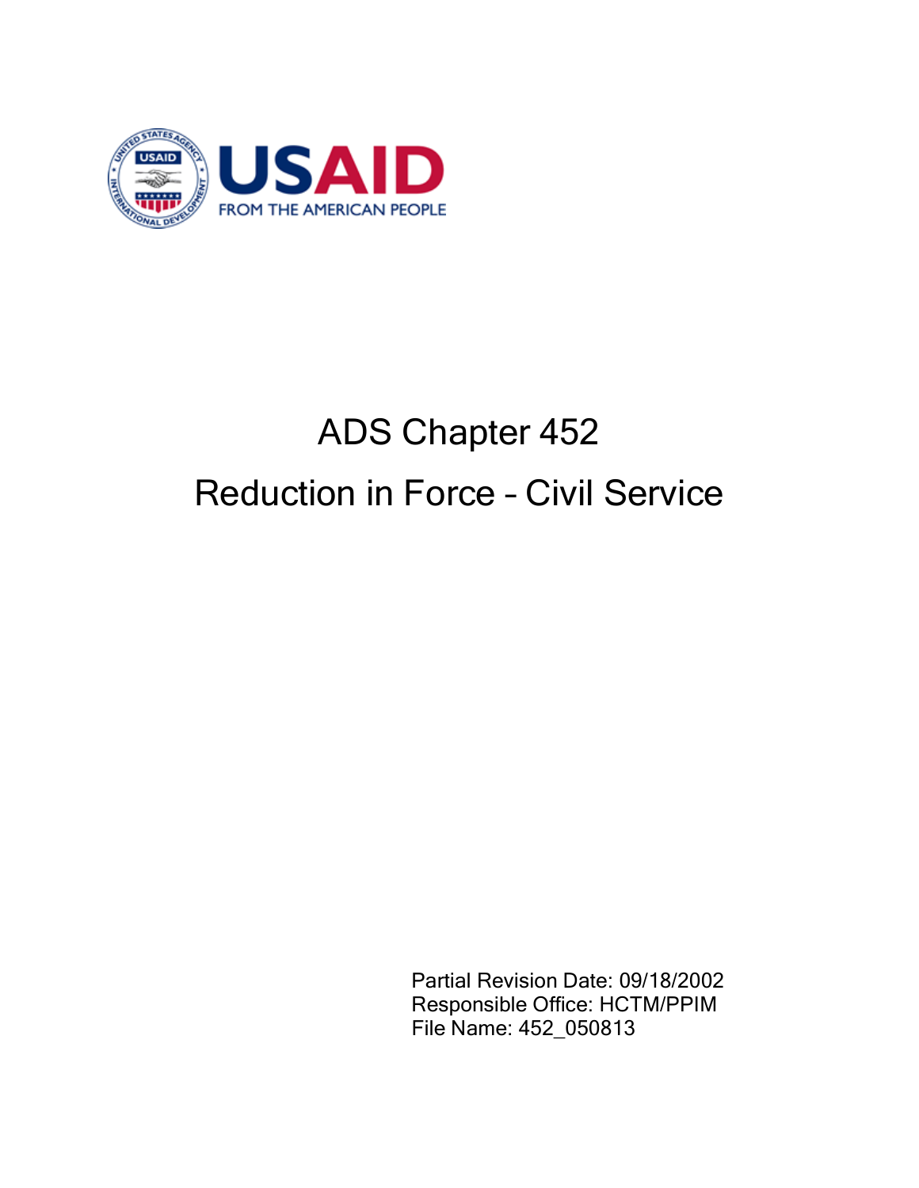# ADS Chapter 452

# Reduction in Force – Civil Service

Partial Revision Date: 09/18/2002
Responsible Office: HCTM/PPIM
File Name: 452_050813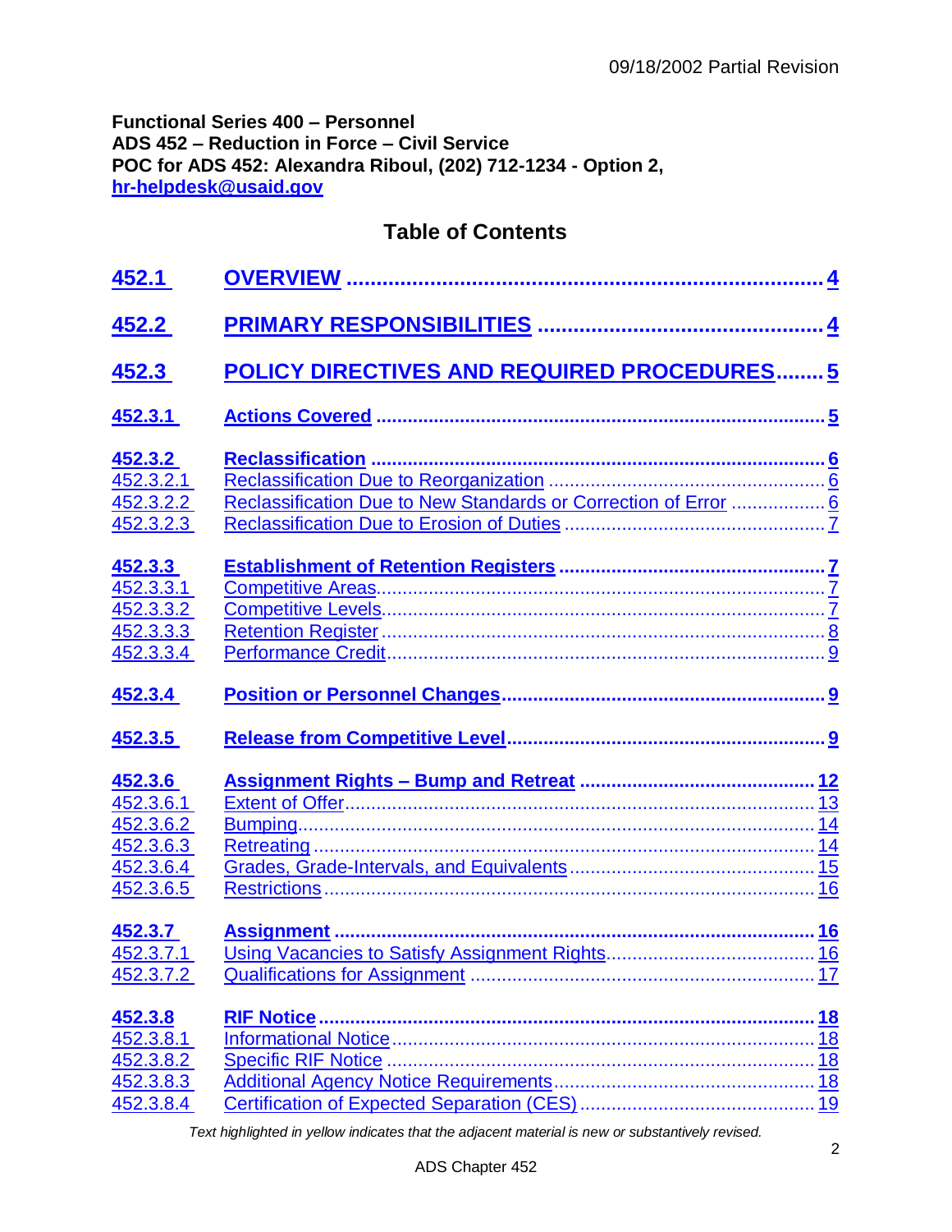**Functional Series 400 – Personnel**
**ADS 452 – Reduction in Force – Civil Service**
**POC for ADS 452: Alexandra Riboul, (202) 712-1234 - Option 2, hr-helpdesk@usaid.gov**

## Table of Contents

| | | |
|---|---|---|
| **452.1** | **OVERVIEW** | **4** |
| **452.2** | **PRIMARY RESPONSIBILITIES** | **4** |
| **452.3** | **POLICY DIRECTIVES AND REQUIRED PROCEDURES** | **5** |
| **452.3.1** | **Actions Covered** | **5** |
| **452.3.2** | **Reclassification** | **6** |
| 452.3.2.1 | Reclassification Due to Reorganization | 6 |
| 452.3.2.2 | Reclassification Due to New Standards or Correction of Error | 6 |
| 452.3.2.3 | Reclassification Due to Erosion of Duties | 7 |
| **452.3.3** | **Establishment of Retention Registers** | **7** |
| 452.3.3.1 | Competitive Areas | 7 |
| 452.3.3.2 | Competitive Levels | 7 |
| 452.3.3.3 | Retention Register | 8 |
| 452.3.3.4 | Performance Credit | 9 |
| **452.3.4** | **Position or Personnel Changes** | **9** |
| **452.3.5** | **Release from Competitive Level** | **9** |
| **452.3.6** | **Assignment Rights – Bump and Retreat** | **12** |
| 452.3.6.1 | Extent of Offer | 13 |
| 452.3.6.2 | Bumping | 14 |
| 452.3.6.3 | Retreating | 14 |
| 452.3.6.4 | Grades, Grade-Intervals, and Equivalents | 15 |
| 452.3.6.5 | Restrictions | 16 |
| **452.3.7** | **Assignment** | **16** |
| 452.3.7.1 | Using Vacancies to Satisfy Assignment Rights | 16 |
| 452.3.7.2 | Qualifications for Assignment | 17 |
| **452.3.8** | **RIF Notice** | **18** |
| 452.3.8.1 | Informational Notice | 18 |
| 452.3.8.2 | Specific RIF Notice | 18 |
| 452.3.8.3 | Additional Agency Notice Requirements | 18 |
| 452.3.8.4 | Certification of Expected Separation (CES) | 19 |

*Text highlighted in yellow indicates that the adjacent material is new or substantively revised.*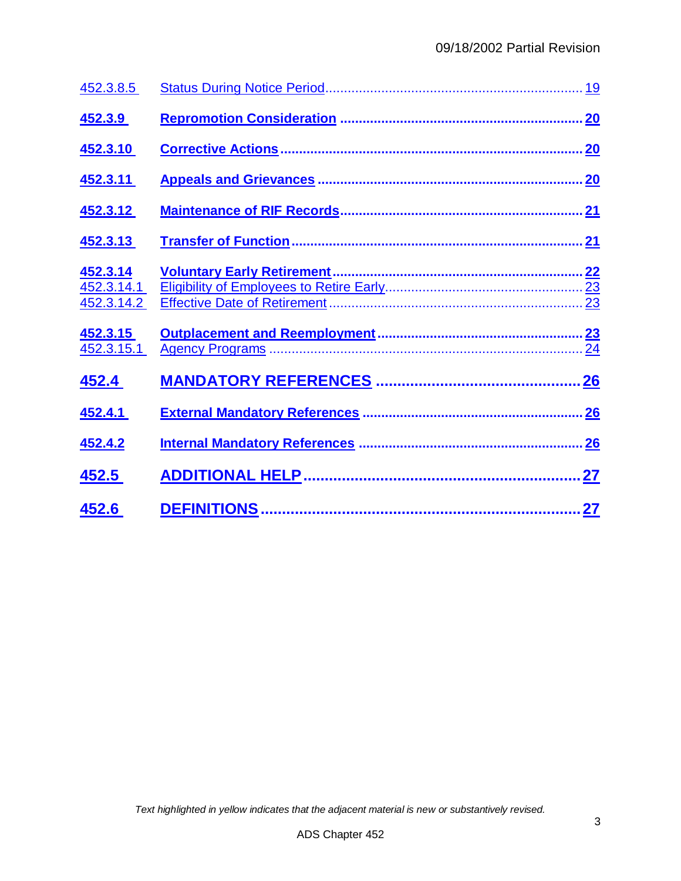| | | |
|---|---|---|
| 452.3.8.5 | Status During Notice Period | 19 |
| **452.3.9** | **Repromotion Consideration** | **20** |
| **452.3.10** | **Corrective Actions** | **20** |
| **452.3.11** | **Appeals and Grievances** | **20** |
| **452.3.12** | **Maintenance of RIF Records** | **21** |
| **452.3.13** | **Transfer of Function** | **21** |
| **452.3.14** | **Voluntary Early Retirement** | **22** |
| 452.3.14.1 | Eligibility of Employees to Retire Early | 23 |
| 452.3.14.2 | Effective Date of Retirement | 23 |
| **452.3.15** | **Outplacement and Reemployment** | **23** |
| 452.3.15.1 | Agency Programs | 24 |
| **452.4** | **MANDATORY REFERENCES** | **26** |
| **452.4.1** | **External Mandatory References** | **26** |
| **452.4.2** | **Internal Mandatory References** | **26** |
| **452.5** | **ADDITIONAL HELP** | **27** |
| **452.6** | **DEFINITIONS** | **27** |

*Text highlighted in yellow indicates that the adjacent material is new or substantively revised.*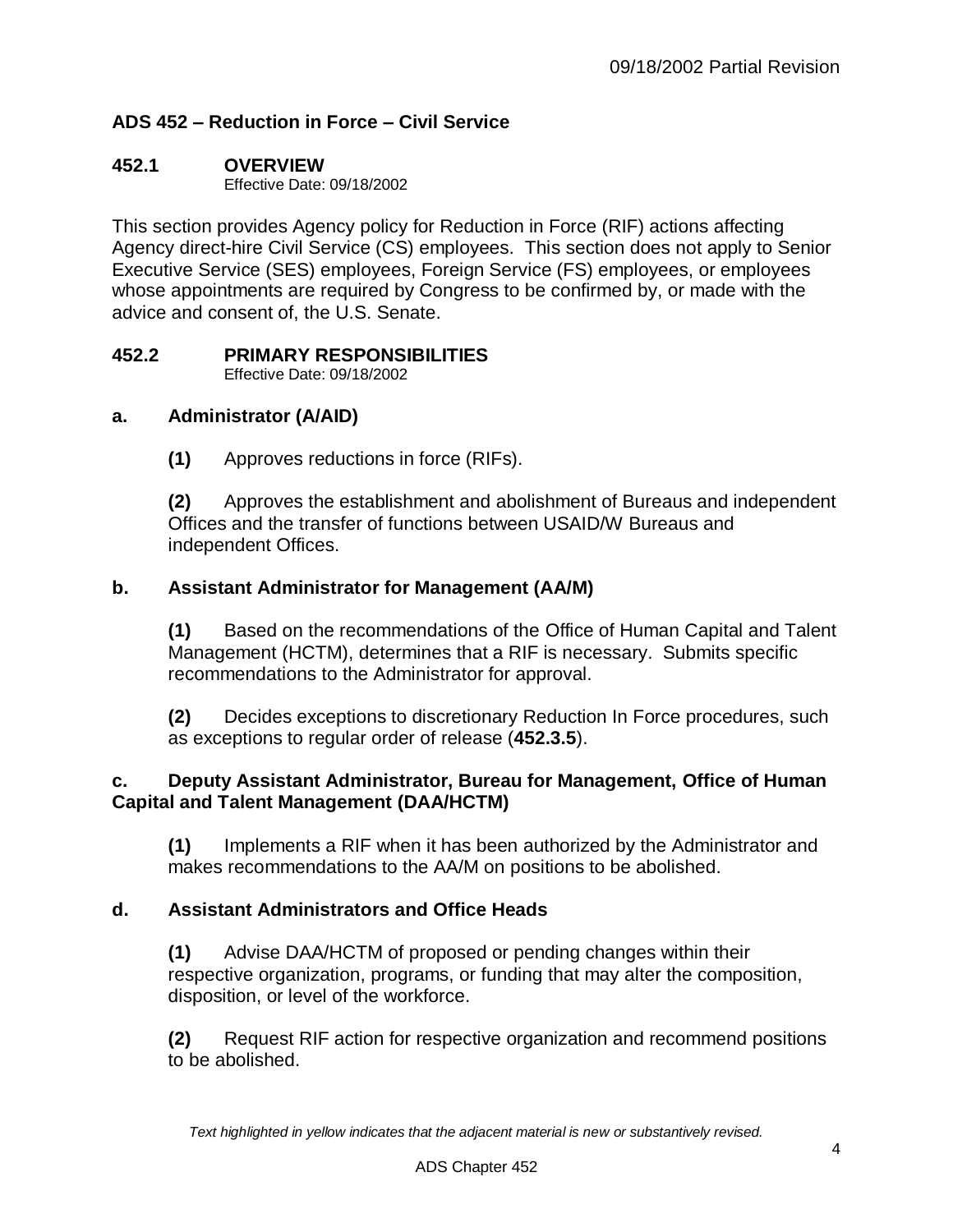## ADS 452 – Reduction in Force – Civil Service

### 452.1 OVERVIEW

Effective Date: 09/18/2002

This section provides Agency policy for Reduction in Force (RIF) actions affecting Agency direct-hire Civil Service (CS) employees. This section does not apply to Senior Executive Service (SES) employees, Foreign Service (FS) employees, or employees whose appointments are required by Congress to be confirmed by, or made with the advice and consent of, the U.S. Senate.

### 452.2 PRIMARY RESPONSIBILITIES

Effective Date: 09/18/2002

**a. Administrator (A/AID)**

**(1)** Approves reductions in force (RIFs).

**(2)** Approves the establishment and abolishment of Bureaus and independent Offices and the transfer of functions between USAID/W Bureaus and independent Offices.

**b. Assistant Administrator for Management (AA/M)**

**(1)** Based on the recommendations of the Office of Human Capital and Talent Management (HCTM), determines that a RIF is necessary. Submits specific recommendations to the Administrator for approval.

**(2)** Decides exceptions to discretionary Reduction In Force procedures, such as exceptions to regular order of release (**452.3.5**).

**c. Deputy Assistant Administrator, Bureau for Management, Office of Human Capital and Talent Management (DAA/HCTM)**

**(1)** Implements a RIF when it has been authorized by the Administrator and makes recommendations to the AA/M on positions to be abolished.

**d. Assistant Administrators and Office Heads**

**(1)** Advise DAA/HCTM of proposed or pending changes within their respective organization, programs, or funding that may alter the composition, disposition, or level of the workforce.

**(2)** Request RIF action for respective organization and recommend positions to be abolished.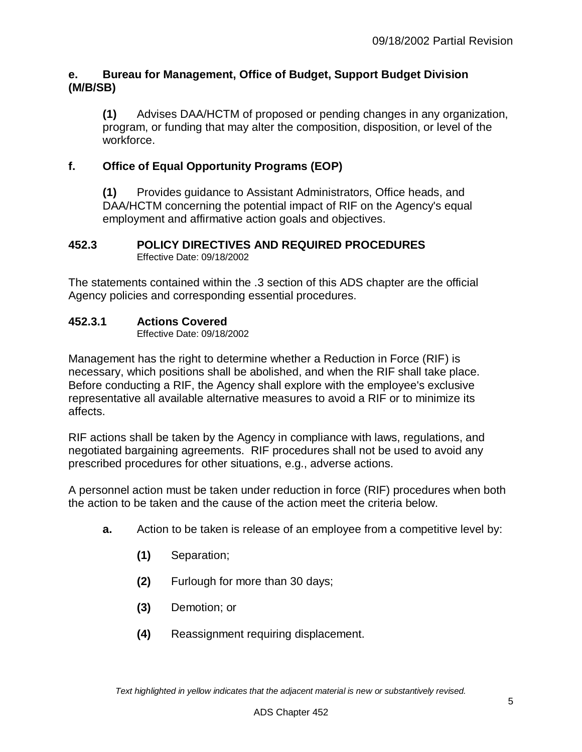**e. Bureau for Management, Office of Budget, Support Budget Division (M/B/SB)**

> **(1)** Advises DAA/HCTM of proposed or pending changes in any organization, program, or funding that may alter the composition, disposition, or level of the workforce.

**f. Office of Equal Opportunity Programs (EOP)**

> **(1)** Provides guidance to Assistant Administrators, Office heads, and DAA/HCTM concerning the potential impact of RIF on the Agency's equal employment and affirmative action goals and objectives.

## 452.3 POLICY DIRECTIVES AND REQUIRED PROCEDURES

Effective Date: 09/18/2002

The statements contained within the .3 section of this ADS chapter are the official Agency policies and corresponding essential procedures.

### 452.3.1 Actions Covered

Effective Date: 09/18/2002

Management has the right to determine whether a Reduction in Force (RIF) is necessary, which positions shall be abolished, and when the RIF shall take place. Before conducting a RIF, the Agency shall explore with the employee's exclusive representative all available alternative measures to avoid a RIF or to minimize its affects.

RIF actions shall be taken by the Agency in compliance with laws, regulations, and negotiated bargaining agreements. RIF procedures shall not be used to avoid any prescribed procedures for other situations, e.g., adverse actions.

A personnel action must be taken under reduction in force (RIF) procedures when both the action to be taken and the cause of the action meet the criteria below.

**a.** Action to be taken is release of an employee from a competitive level by:

- **(1)** Separation;
- **(2)** Furlough for more than 30 days;
- **(3)** Demotion; or
- **(4)** Reassignment requiring displacement.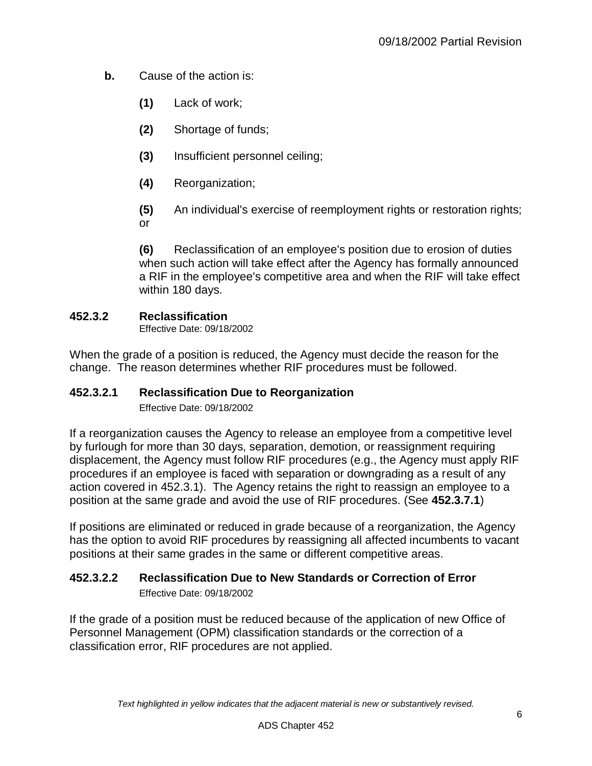**b.** Cause of the action is:

**(1)** Lack of work;

**(2)** Shortage of funds;

**(3)** Insufficient personnel ceiling;

**(4)** Reorganization;

**(5)** An individual's exercise of reemployment rights or restoration rights; or

**(6)** Reclassification of an employee's position due to erosion of duties when such action will take effect after the Agency has formally announced a RIF in the employee's competitive area and when the RIF will take effect within 180 days.

## 452.3.2 Reclassification

Effective Date: 09/18/2002

When the grade of a position is reduced, the Agency must decide the reason for the change. The reason determines whether RIF procedures must be followed.

### 452.3.2.1 Reclassification Due to Reorganization

Effective Date: 09/18/2002

If a reorganization causes the Agency to release an employee from a competitive level by furlough for more than 30 days, separation, demotion, or reassignment requiring displacement, the Agency must follow RIF procedures (e.g., the Agency must apply RIF procedures if an employee is faced with separation or downgrading as a result of any action covered in 452.3.1). The Agency retains the right to reassign an employee to a position at the same grade and avoid the use of RIF procedures. (See **452.3.7.1**)

If positions are eliminated or reduced in grade because of a reorganization, the Agency has the option to avoid RIF procedures by reassigning all affected incumbents to vacant positions at their same grades in the same or different competitive areas.

### 452.3.2.2 Reclassification Due to New Standards or Correction of Error

Effective Date: 09/18/2002

If the grade of a position must be reduced because of the application of new Office of Personnel Management (OPM) classification standards or the correction of a classification error, RIF procedures are not applied.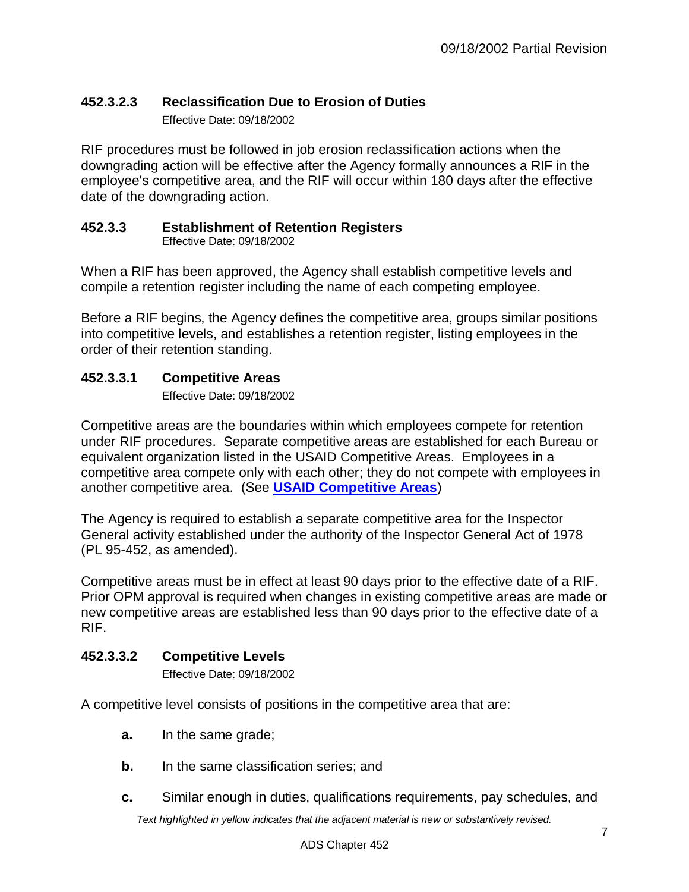### 452.3.2.3 Reclassification Due to Erosion of Duties

Effective Date: 09/18/2002

RIF procedures must be followed in job erosion reclassification actions when the downgrading action will be effective after the Agency formally announces a RIF in the employee's competitive area, and the RIF will occur within 180 days after the effective date of the downgrading action.

### 452.3.3 Establishment of Retention Registers

Effective Date: 09/18/2002

When a RIF has been approved, the Agency shall establish competitive levels and compile a retention register including the name of each competing employee.

Before a RIF begins, the Agency defines the competitive area, groups similar positions into competitive levels, and establishes a retention register, listing employees in the order of their retention standing.

### 452.3.3.1 Competitive Areas

Effective Date: 09/18/2002

Competitive areas are the boundaries within which employees compete for retention under RIF procedures. Separate competitive areas are established for each Bureau or equivalent organization listed in the USAID Competitive Areas. Employees in a competitive area compete only with each other; they do not compete with employees in another competitive area. (See **USAID Competitive Areas**)

The Agency is required to establish a separate competitive area for the Inspector General activity established under the authority of the Inspector General Act of 1978 (PL 95-452, as amended).

Competitive areas must be in effect at least 90 days prior to the effective date of a RIF. Prior OPM approval is required when changes in existing competitive areas are made or new competitive areas are established less than 90 days prior to the effective date of a RIF.

### 452.3.3.2 Competitive Levels

Effective Date: 09/18/2002

A competitive level consists of positions in the competitive area that are:

- **a.** In the same grade;
- **b.** In the same classification series; and
- **c.** Similar enough in duties, qualifications requirements, pay schedules, and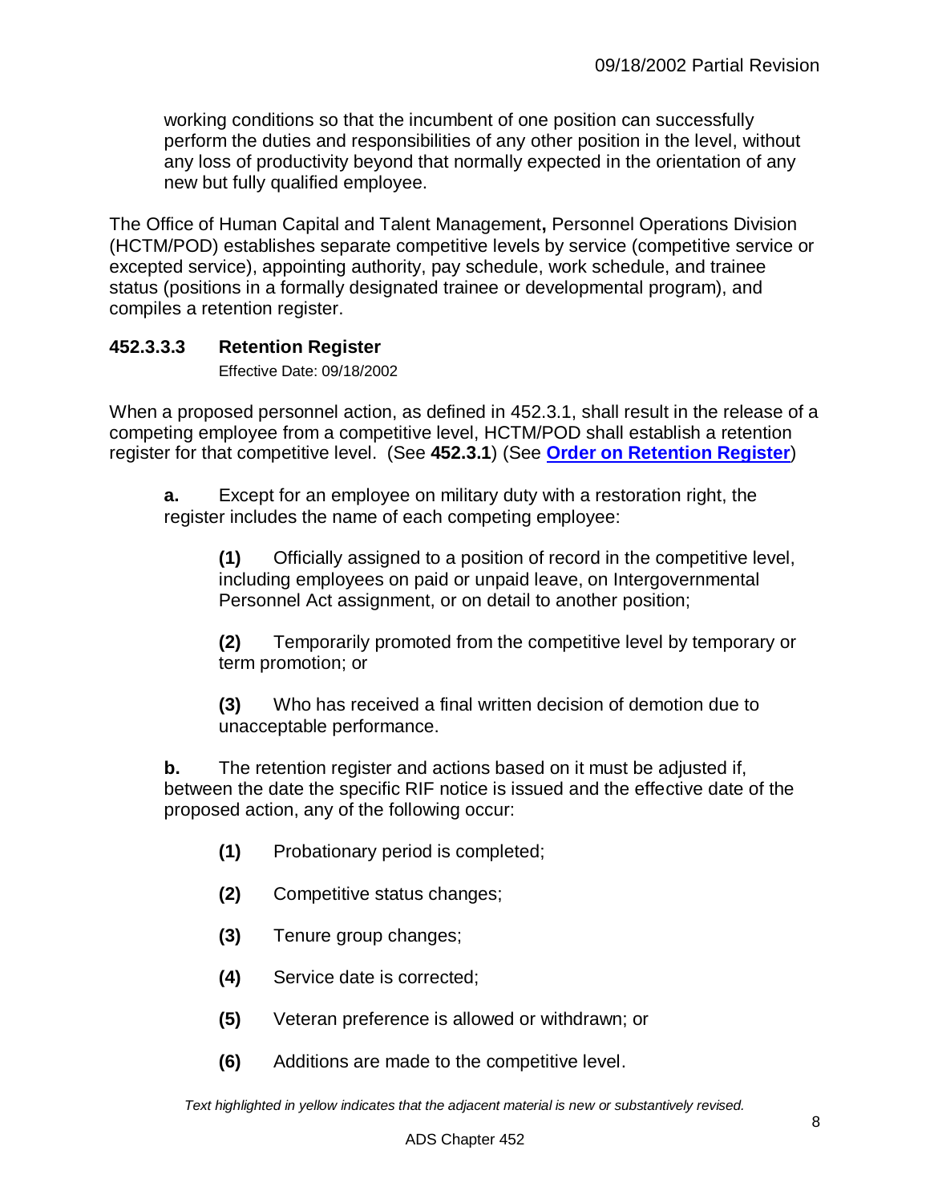working conditions so that the incumbent of one position can successfully perform the duties and responsibilities of any other position in the level, without any loss of productivity beyond that normally expected in the orientation of any new but fully qualified employee.

The Office of Human Capital and Talent Management**,** Personnel Operations Division (HCTM/POD) establishes separate competitive levels by service (competitive service or excepted service), appointing authority, pay schedule, work schedule, and trainee status (positions in a formally designated trainee or developmental program), and compiles a retention register.

### 452.3.3.3 Retention Register

Effective Date: 09/18/2002

When a proposed personnel action, as defined in 452.3.1, shall result in the release of a competing employee from a competitive level, HCTM/POD shall establish a retention register for that competitive level. (See **452.3.1**) (See **Order on Retention Register**)

**a.** Except for an employee on military duty with a restoration right, the register includes the name of each competing employee:

**(1)** Officially assigned to a position of record in the competitive level, including employees on paid or unpaid leave, on Intergovernmental Personnel Act assignment, or on detail to another position;

**(2)** Temporarily promoted from the competitive level by temporary or term promotion; or

**(3)** Who has received a final written decision of demotion due to unacceptable performance.

**b.** The retention register and actions based on it must be adjusted if, between the date the specific RIF notice is issued and the effective date of the proposed action, any of the following occur:

**(1)** Probationary period is completed;

**(2)** Competitive status changes;

**(3)** Tenure group changes;

**(4)** Service date is corrected;

**(5)** Veteran preference is allowed or withdrawn; or

**(6)** Additions are made to the competitive level.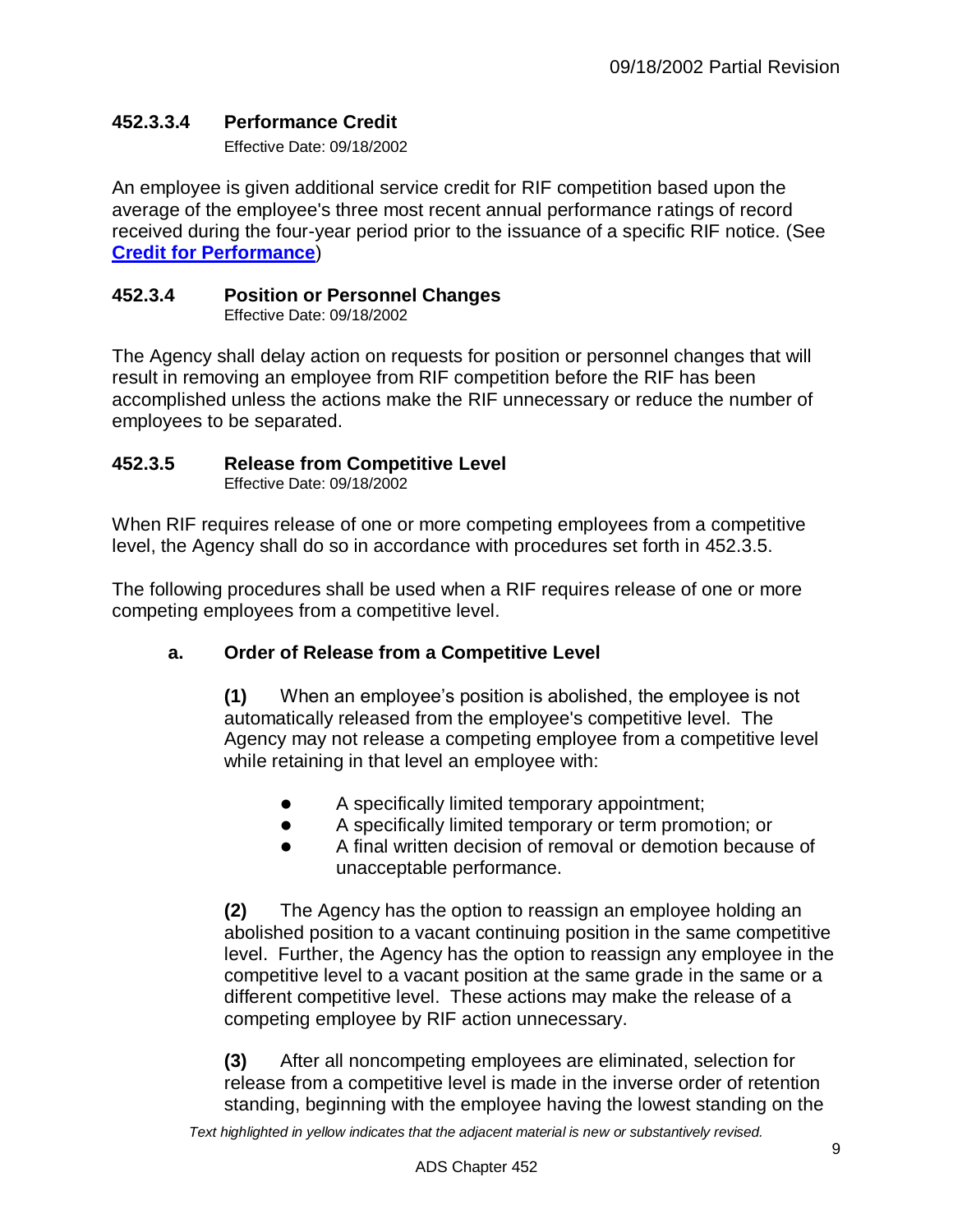#### 452.3.3.4 Performance Credit

Effective Date: 09/18/2002

An employee is given additional service credit for RIF competition based upon the average of the employee's three most recent annual performance ratings of record received during the four-year period prior to the issuance of a specific RIF notice. (See **Credit for Performance**)

### 452.3.4 Position or Personnel Changes

Effective Date: 09/18/2002

The Agency shall delay action on requests for position or personnel changes that will result in removing an employee from RIF competition before the RIF has been accomplished unless the actions make the RIF unnecessary or reduce the number of employees to be separated.

### 452.3.5 Release from Competitive Level

Effective Date: 09/18/2002

When RIF requires release of one or more competing employees from a competitive level, the Agency shall do so in accordance with procedures set forth in 452.3.5.

The following procedures shall be used when a RIF requires release of one or more competing employees from a competitive level.

**a. Order of Release from a Competitive Level**

**(1)** When an employee's position is abolished, the employee is not automatically released from the employee's competitive level. The Agency may not release a competing employee from a competitive level while retaining in that level an employee with:

- A specifically limited temporary appointment;
- A specifically limited temporary or term promotion; or
- A final written decision of removal or demotion because of unacceptable performance.

**(2)** The Agency has the option to reassign an employee holding an abolished position to a vacant continuing position in the same competitive level. Further, the Agency has the option to reassign any employee in the competitive level to a vacant position at the same grade in the same or a different competitive level. These actions may make the release of a competing employee by RIF action unnecessary.

**(3)** After all noncompeting employees are eliminated, selection for release from a competitive level is made in the inverse order of retention standing, beginning with the employee having the lowest standing on the

*Text highlighted in yellow indicates that the adjacent material is new or substantively revised.*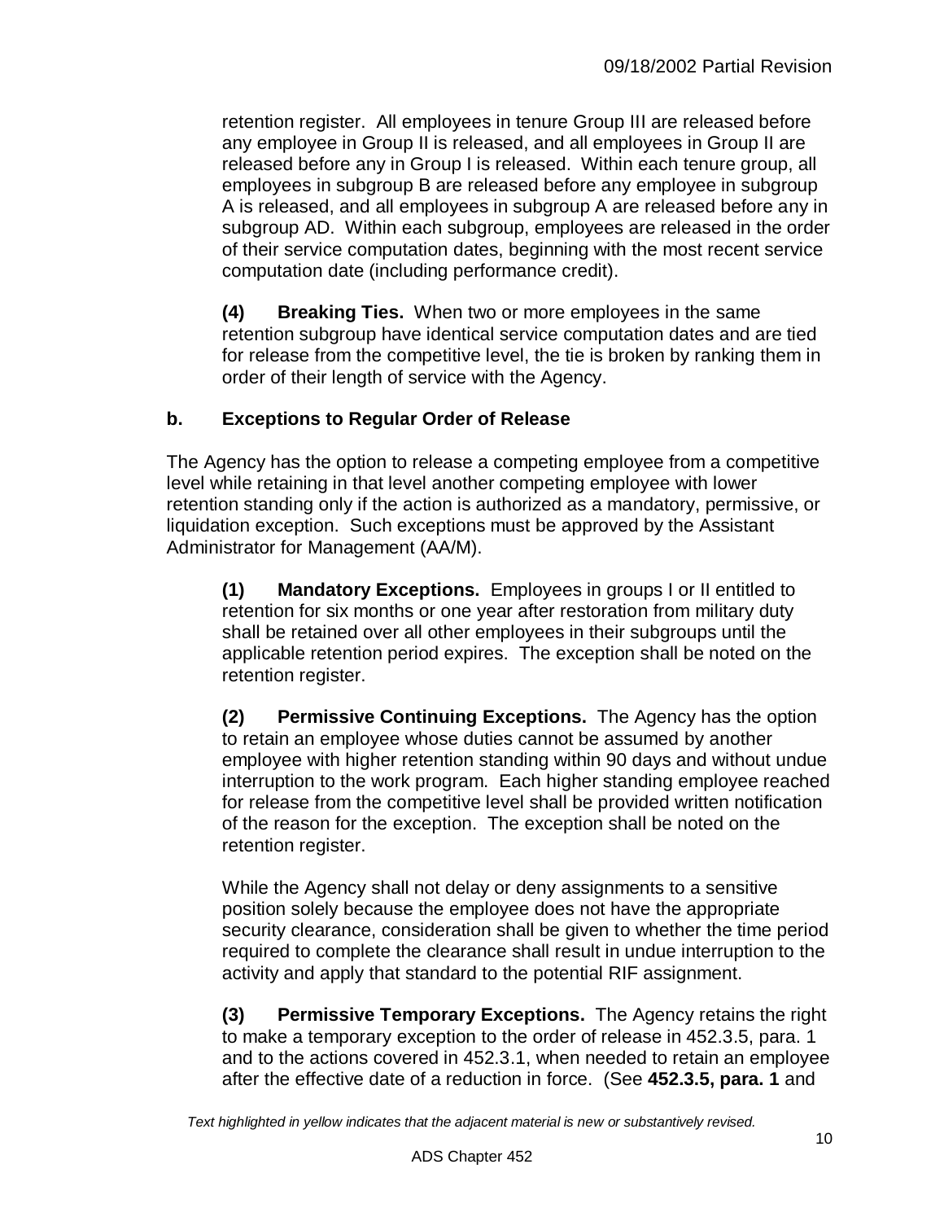retention register. All employees in tenure Group III are released before any employee in Group II is released, and all employees in Group II are released before any in Group I is released. Within each tenure group, all employees in subgroup B are released before any employee in subgroup A is released, and all employees in subgroup A are released before any in subgroup AD. Within each subgroup, employees are released in the order of their service computation dates, beginning with the most recent service computation date (including performance credit).

**(4) Breaking Ties.** When two or more employees in the same retention subgroup have identical service computation dates and are tied for release from the competitive level, the tie is broken by ranking them in order of their length of service with the Agency.

**b. Exceptions to Regular Order of Release**

The Agency has the option to release a competing employee from a competitive level while retaining in that level another competing employee with lower retention standing only if the action is authorized as a mandatory, permissive, or liquidation exception. Such exceptions must be approved by the Assistant Administrator for Management (AA/M).

**(1) Mandatory Exceptions.** Employees in groups I or II entitled to retention for six months or one year after restoration from military duty shall be retained over all other employees in their subgroups until the applicable retention period expires. The exception shall be noted on the retention register.

**(2) Permissive Continuing Exceptions.** The Agency has the option to retain an employee whose duties cannot be assumed by another employee with higher retention standing within 90 days and without undue interruption to the work program. Each higher standing employee reached for release from the competitive level shall be provided written notification of the reason for the exception. The exception shall be noted on the retention register.

While the Agency shall not delay or deny assignments to a sensitive position solely because the employee does not have the appropriate security clearance, consideration shall be given to whether the time period required to complete the clearance shall result in undue interruption to the activity and apply that standard to the potential RIF assignment.

**(3) Permissive Temporary Exceptions.** The Agency retains the right to make a temporary exception to the order of release in 452.3.5, para. 1 and to the actions covered in 452.3.1, when needed to retain an employee after the effective date of a reduction in force. (See **452.3.5, para. 1** and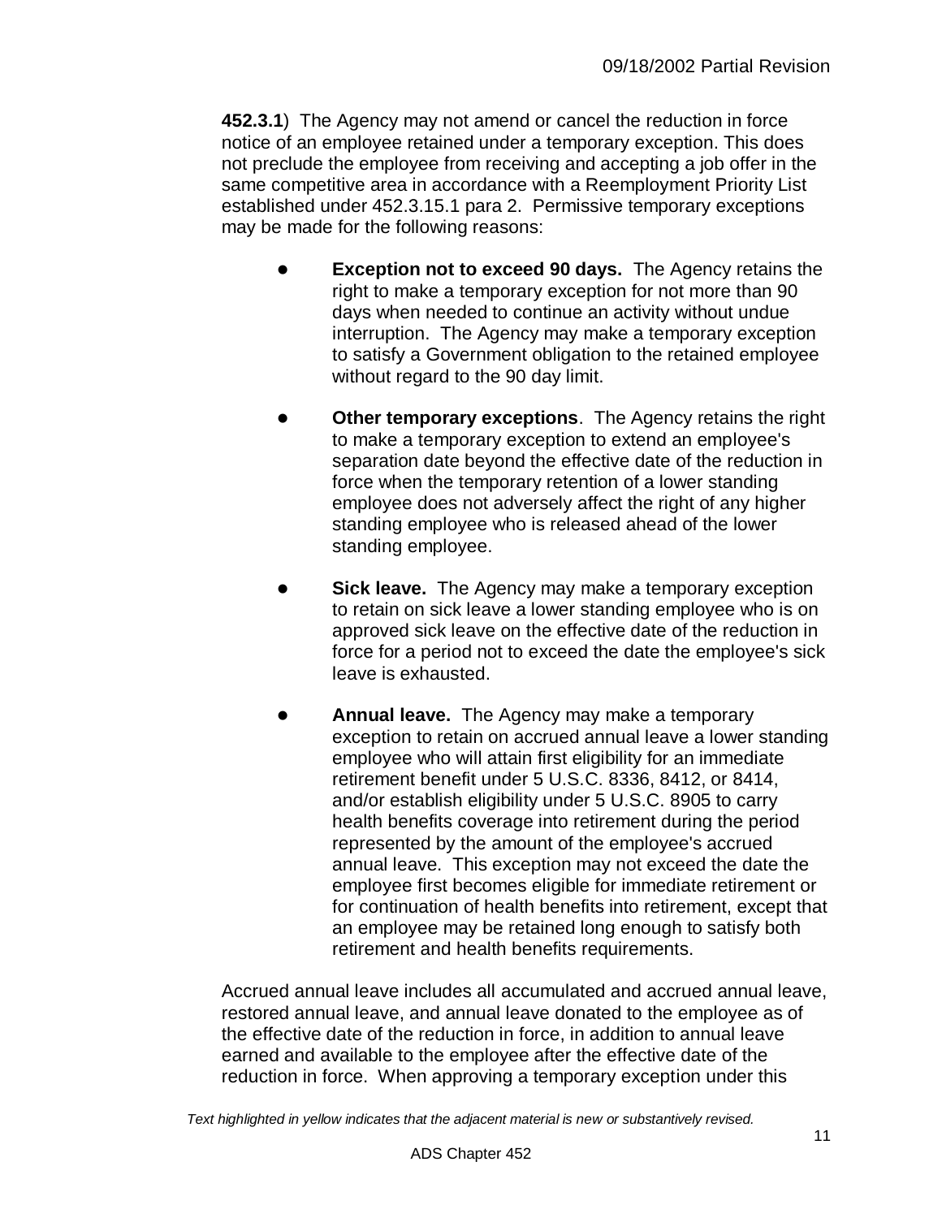**452.3.1**) The Agency may not amend or cancel the reduction in force notice of an employee retained under a temporary exception. This does not preclude the employee from receiving and accepting a job offer in the same competitive area in accordance with a Reemployment Priority List established under 452.3.15.1 para 2. Permissive temporary exceptions may be made for the following reasons:

- **Exception not to exceed 90 days.** The Agency retains the right to make a temporary exception for not more than 90 days when needed to continue an activity without undue interruption. The Agency may make a temporary exception to satisfy a Government obligation to the retained employee without regard to the 90 day limit.

- **Other temporary exceptions**. The Agency retains the right to make a temporary exception to extend an employee's separation date beyond the effective date of the reduction in force when the temporary retention of a lower standing employee does not adversely affect the right of any higher standing employee who is released ahead of the lower standing employee.

- **Sick leave.** The Agency may make a temporary exception to retain on sick leave a lower standing employee who is on approved sick leave on the effective date of the reduction in force for a period not to exceed the date the employee's sick leave is exhausted.

- **Annual leave.** The Agency may make a temporary exception to retain on accrued annual leave a lower standing employee who will attain first eligibility for an immediate retirement benefit under 5 U.S.C. 8336, 8412, or 8414, and/or establish eligibility under 5 U.S.C. 8905 to carry health benefits coverage into retirement during the period represented by the amount of the employee's accrued annual leave. This exception may not exceed the date the employee first becomes eligible for immediate retirement or for continuation of health benefits into retirement, except that an employee may be retained long enough to satisfy both retirement and health benefits requirements.

Accrued annual leave includes all accumulated and accrued annual leave, restored annual leave, and annual leave donated to the employee as of the effective date of the reduction in force, in addition to annual leave earned and available to the employee after the effective date of the reduction in force. When approving a temporary exception under this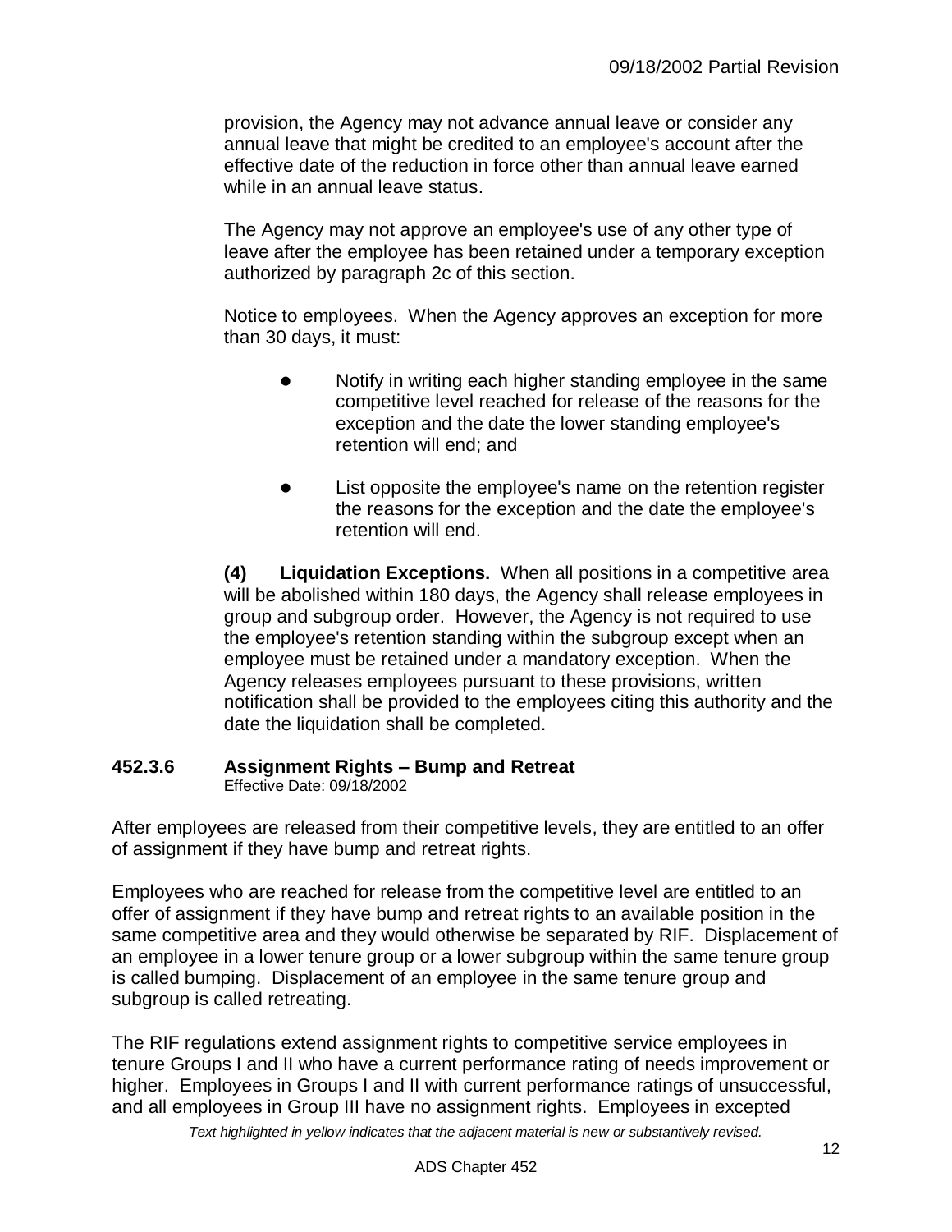provision, the Agency may not advance annual leave or consider any annual leave that might be credited to an employee's account after the effective date of the reduction in force other than annual leave earned while in an annual leave status.

The Agency may not approve an employee's use of any other type of leave after the employee has been retained under a temporary exception authorized by paragraph 2c of this section.

Notice to employees. When the Agency approves an exception for more than 30 days, it must:

- Notify in writing each higher standing employee in the same competitive level reached for release of the reasons for the exception and the date the lower standing employee's retention will end; and
- List opposite the employee's name on the retention register the reasons for the exception and the date the employee's retention will end.

**(4) Liquidation Exceptions.** When all positions in a competitive area will be abolished within 180 days, the Agency shall release employees in group and subgroup order. However, the Agency is not required to use the employee's retention standing within the subgroup except when an employee must be retained under a mandatory exception. When the Agency releases employees pursuant to these provisions, written notification shall be provided to the employees citing this authority and the date the liquidation shall be completed.

### 452.3.6 Assignment Rights – Bump and Retreat

Effective Date: 09/18/2002

After employees are released from their competitive levels, they are entitled to an offer of assignment if they have bump and retreat rights.

Employees who are reached for release from the competitive level are entitled to an offer of assignment if they have bump and retreat rights to an available position in the same competitive area and they would otherwise be separated by RIF. Displacement of an employee in a lower tenure group or a lower subgroup within the same tenure group is called bumping. Displacement of an employee in the same tenure group and subgroup is called retreating.

The RIF regulations extend assignment rights to competitive service employees in tenure Groups I and II who have a current performance rating of needs improvement or higher. Employees in Groups I and II with current performance ratings of unsuccessful, and all employees in Group III have no assignment rights. Employees in excepted

*Text highlighted in yellow indicates that the adjacent material is new or substantively revised.*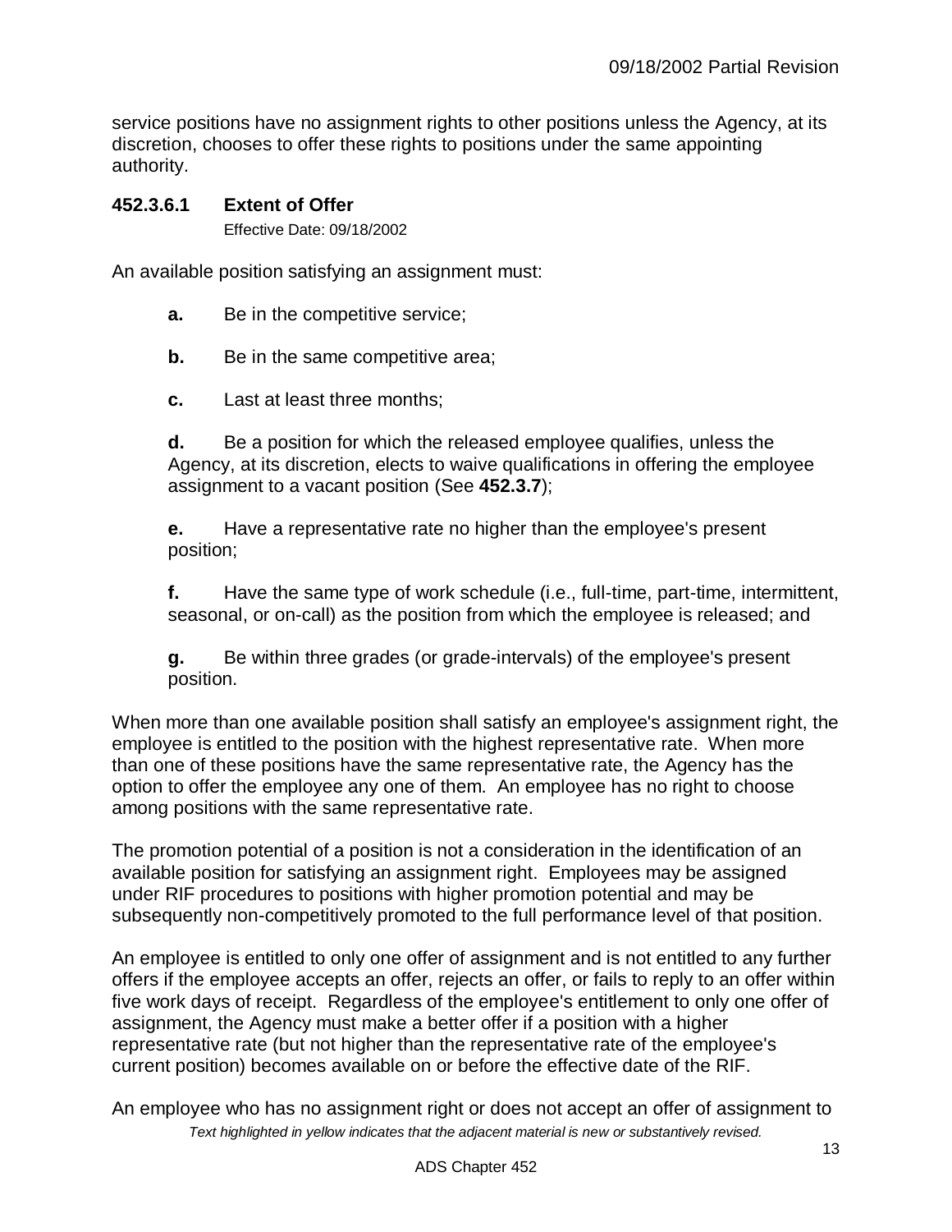service positions have no assignment rights to other positions unless the Agency, at its discretion, chooses to offer these rights to positions under the same appointing authority.

### 452.3.6.1 Extent of Offer

Effective Date: 09/18/2002

An available position satisfying an assignment must:

**a.** Be in the competitive service;

**b.** Be in the same competitive area;

**c.** Last at least three months;

**d.** Be a position for which the released employee qualifies, unless the Agency, at its discretion, elects to waive qualifications in offering the employee assignment to a vacant position (See **452.3.7**);

**e.** Have a representative rate no higher than the employee's present position;

**f.** Have the same type of work schedule (i.e., full-time, part-time, intermittent, seasonal, or on-call) as the position from which the employee is released; and

**g.** Be within three grades (or grade-intervals) of the employee's present position.

When more than one available position shall satisfy an employee's assignment right, the employee is entitled to the position with the highest representative rate. When more than one of these positions have the same representative rate, the Agency has the option to offer the employee any one of them. An employee has no right to choose among positions with the same representative rate.

The promotion potential of a position is not a consideration in the identification of an available position for satisfying an assignment right. Employees may be assigned under RIF procedures to positions with higher promotion potential and may be subsequently non-competitively promoted to the full performance level of that position.

An employee is entitled to only one offer of assignment and is not entitled to any further offers if the employee accepts an offer, rejects an offer, or fails to reply to an offer within five work days of receipt. Regardless of the employee's entitlement to only one offer of assignment, the Agency must make a better offer if a position with a higher representative rate (but not higher than the representative rate of the employee's current position) becomes available on or before the effective date of the RIF.

An employee who has no assignment right or does not accept an offer of assignment to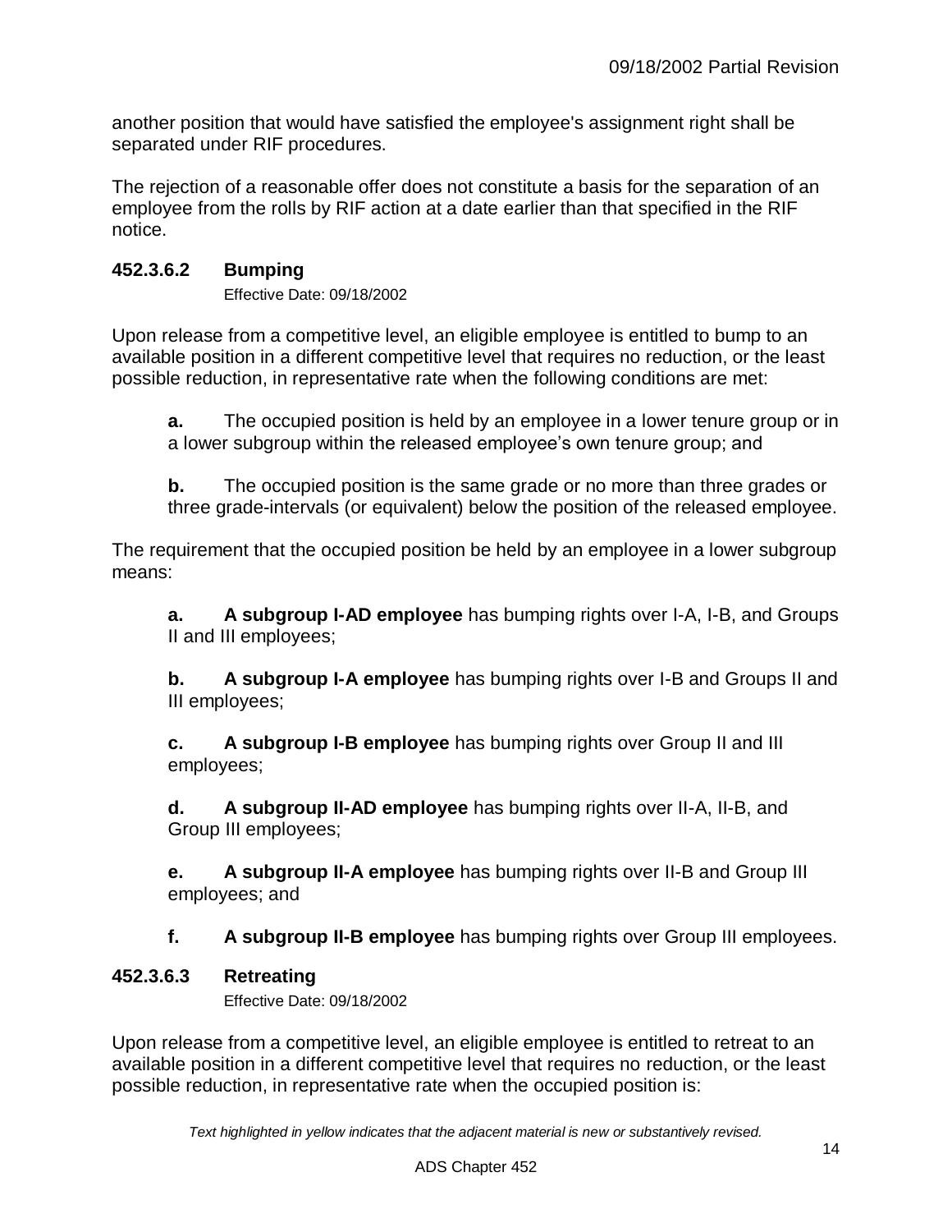another position that would have satisfied the employee's assignment right shall be separated under RIF procedures.

The rejection of a reasonable offer does not constitute a basis for the separation of an employee from the rolls by RIF action at a date earlier than that specified in the RIF notice.

### 452.3.6.2 Bumping

Effective Date: 09/18/2002

Upon release from a competitive level, an eligible employee is entitled to bump to an available position in a different competitive level that requires no reduction, or the least possible reduction, in representative rate when the following conditions are met:

**a.** The occupied position is held by an employee in a lower tenure group or in a lower subgroup within the released employee's own tenure group; and

**b.** The occupied position is the same grade or no more than three grades or three grade-intervals (or equivalent) below the position of the released employee.

The requirement that the occupied position be held by an employee in a lower subgroup means:

**a. A subgroup I-AD employee** has bumping rights over I-A, I-B, and Groups II and III employees;

**b. A subgroup I-A employee** has bumping rights over I-B and Groups II and III employees;

**c. A subgroup I-B employee** has bumping rights over Group II and III employees;

**d. A subgroup II-AD employee** has bumping rights over II-A, II-B, and Group III employees;

**e. A subgroup II-A employee** has bumping rights over II-B and Group III employees; and

**f. A subgroup II-B employee** has bumping rights over Group III employees.

### 452.3.6.3 Retreating

Effective Date: 09/18/2002

Upon release from a competitive level, an eligible employee is entitled to retreat to an available position in a different competitive level that requires no reduction, or the least possible reduction, in representative rate when the occupied position is: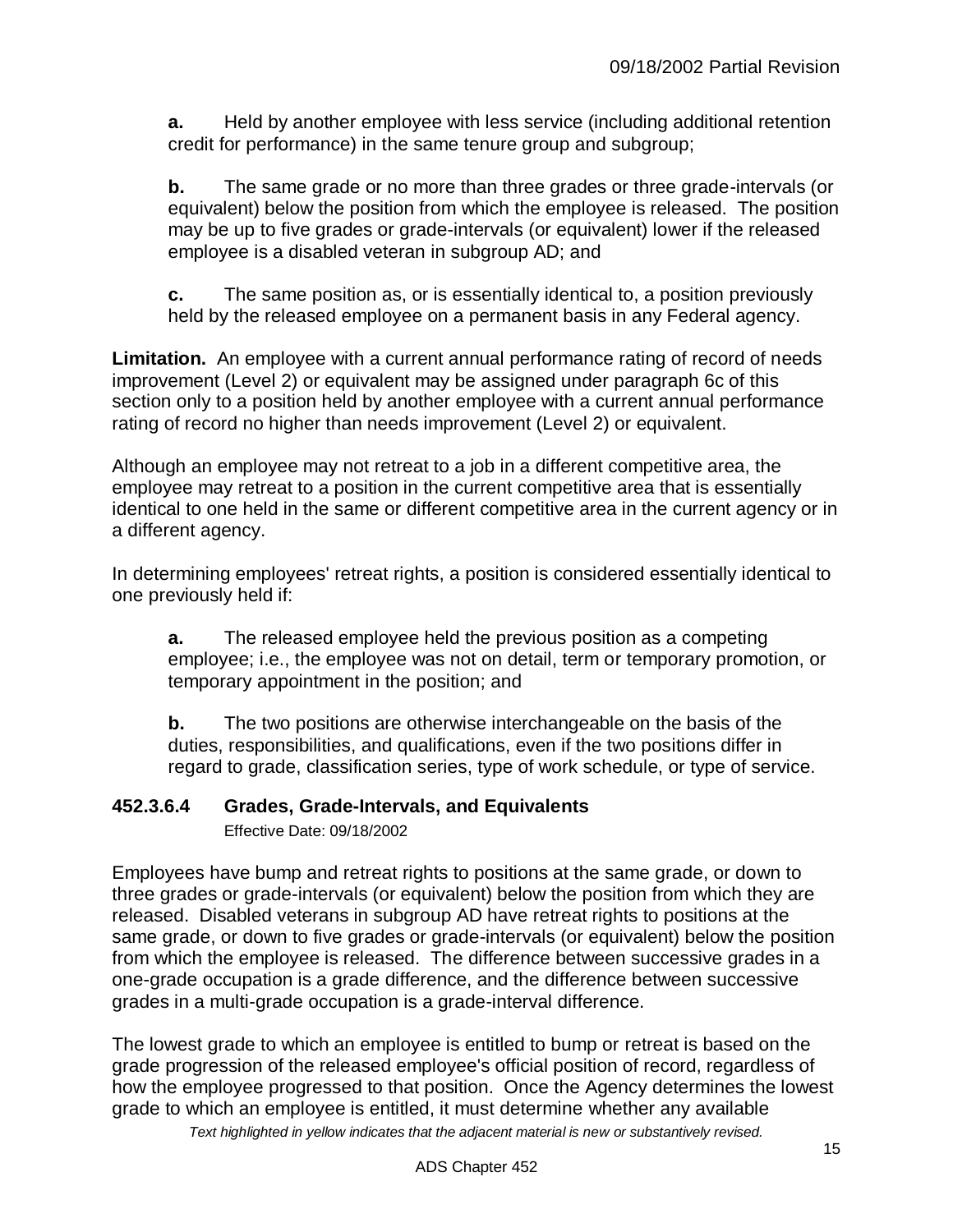**a.** Held by another employee with less service (including additional retention credit for performance) in the same tenure group and subgroup;

**b.** The same grade or no more than three grades or three grade-intervals (or equivalent) below the position from which the employee is released. The position may be up to five grades or grade-intervals (or equivalent) lower if the released employee is a disabled veteran in subgroup AD; and

**c.** The same position as, or is essentially identical to, a position previously held by the released employee on a permanent basis in any Federal agency.

**Limitation.** An employee with a current annual performance rating of record of needs improvement (Level 2) or equivalent may be assigned under paragraph 6c of this section only to a position held by another employee with a current annual performance rating of record no higher than needs improvement (Level 2) or equivalent.

Although an employee may not retreat to a job in a different competitive area, the employee may retreat to a position in the current competitive area that is essentially identical to one held in the same or different competitive area in the current agency or in a different agency.

In determining employees' retreat rights, a position is considered essentially identical to one previously held if:

**a.** The released employee held the previous position as a competing employee; i.e., the employee was not on detail, term or temporary promotion, or temporary appointment in the position; and

**b.** The two positions are otherwise interchangeable on the basis of the duties, responsibilities, and qualifications, even if the two positions differ in regard to grade, classification series, type of work schedule, or type of service.

### 452.3.6.4 Grades, Grade-Intervals, and Equivalents

Effective Date: 09/18/2002

Employees have bump and retreat rights to positions at the same grade, or down to three grades or grade-intervals (or equivalent) below the position from which they are released. Disabled veterans in subgroup AD have retreat rights to positions at the same grade, or down to five grades or grade-intervals (or equivalent) below the position from which the employee is released. The difference between successive grades in a one-grade occupation is a grade difference, and the difference between successive grades in a multi-grade occupation is a grade-interval difference.

The lowest grade to which an employee is entitled to bump or retreat is based on the grade progression of the released employee's official position of record, regardless of how the employee progressed to that position. Once the Agency determines the lowest grade to which an employee is entitled, it must determine whether any available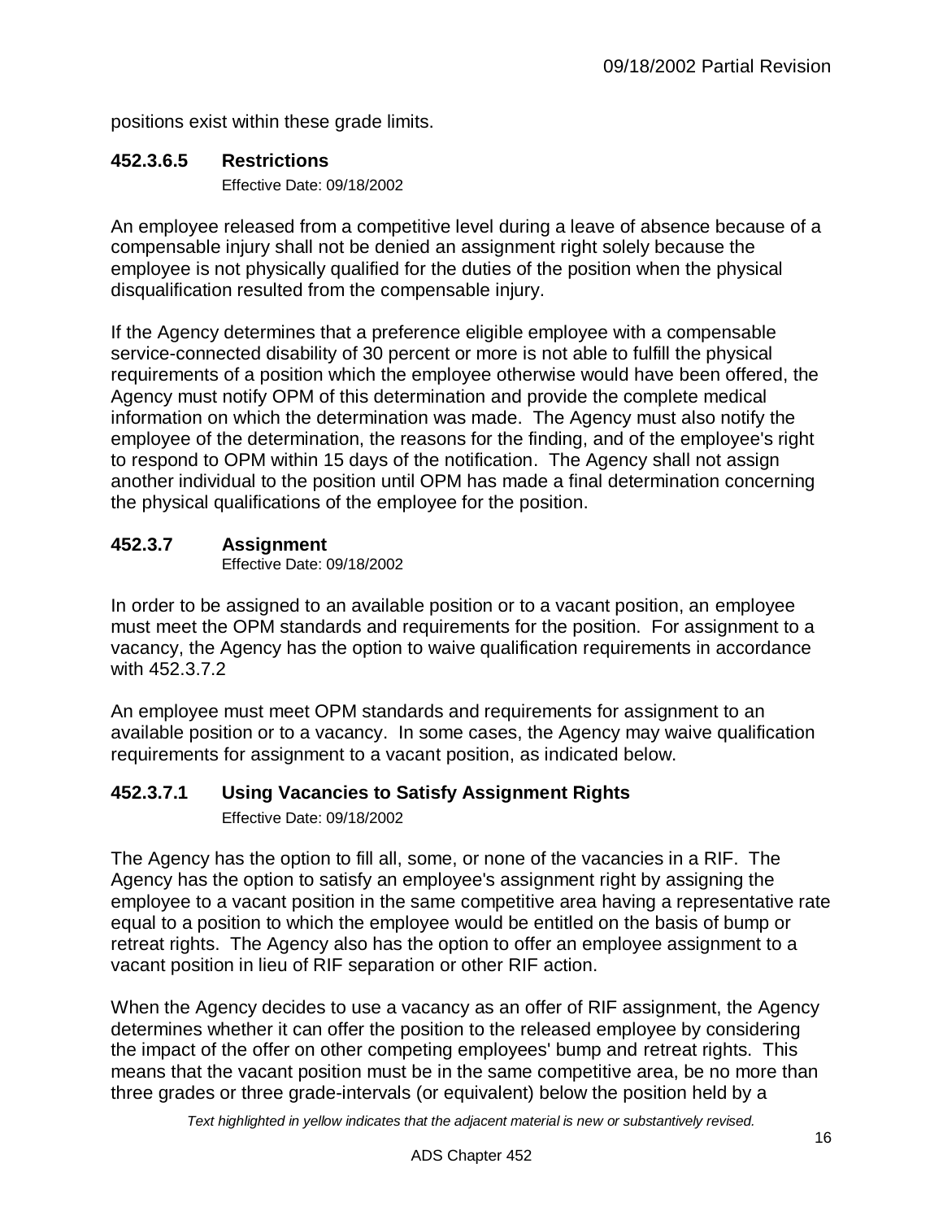positions exist within these grade limits.

### 452.3.6.5 Restrictions

Effective Date: 09/18/2002

An employee released from a competitive level during a leave of absence because of a compensable injury shall not be denied an assignment right solely because the employee is not physically qualified for the duties of the position when the physical disqualification resulted from the compensable injury.

If the Agency determines that a preference eligible employee with a compensable service-connected disability of 30 percent or more is not able to fulfill the physical requirements of a position which the employee otherwise would have been offered, the Agency must notify OPM of this determination and provide the complete medical information on which the determination was made. The Agency must also notify the employee of the determination, the reasons for the finding, and of the employee's right to respond to OPM within 15 days of the notification. The Agency shall not assign another individual to the position until OPM has made a final determination concerning the physical qualifications of the employee for the position.

### 452.3.7 Assignment

Effective Date: 09/18/2002

In order to be assigned to an available position or to a vacant position, an employee must meet the OPM standards and requirements for the position. For assignment to a vacancy, the Agency has the option to waive qualification requirements in accordance with 452.3.7.2

An employee must meet OPM standards and requirements for assignment to an available position or to a vacancy. In some cases, the Agency may waive qualification requirements for assignment to a vacant position, as indicated below.

### 452.3.7.1 Using Vacancies to Satisfy Assignment Rights

Effective Date: 09/18/2002

The Agency has the option to fill all, some, or none of the vacancies in a RIF. The Agency has the option to satisfy an employee's assignment right by assigning the employee to a vacant position in the same competitive area having a representative rate equal to a position to which the employee would be entitled on the basis of bump or retreat rights. The Agency also has the option to offer an employee assignment to a vacant position in lieu of RIF separation or other RIF action.

When the Agency decides to use a vacancy as an offer of RIF assignment, the Agency determines whether it can offer the position to the released employee by considering the impact of the offer on other competing employees' bump and retreat rights. This means that the vacant position must be in the same competitive area, be no more than three grades or three grade-intervals (or equivalent) below the position held by a

*Text highlighted in yellow indicates that the adjacent material is new or substantively revised.*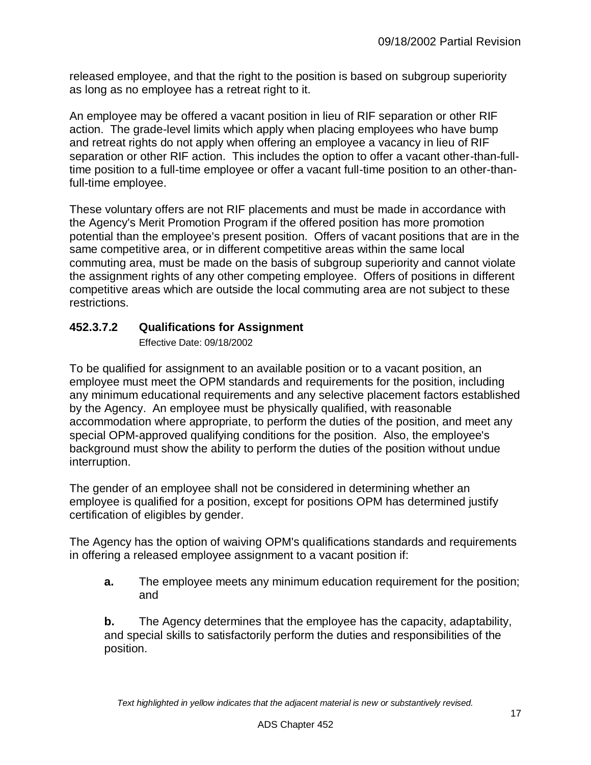released employee, and that the right to the position is based on subgroup superiority as long as no employee has a retreat right to it.

An employee may be offered a vacant position in lieu of RIF separation or other RIF action. The grade-level limits which apply when placing employees who have bump and retreat rights do not apply when offering an employee a vacancy in lieu of RIF separation or other RIF action. This includes the option to offer a vacant other-than-full-time position to a full-time employee or offer a vacant full-time position to an other-than-full-time employee.

These voluntary offers are not RIF placements and must be made in accordance with the Agency's Merit Promotion Program if the offered position has more promotion potential than the employee's present position. Offers of vacant positions that are in the same competitive area, or in different competitive areas within the same local commuting area, must be made on the basis of subgroup superiority and cannot violate the assignment rights of any other competing employee. Offers of positions in different competitive areas which are outside the local commuting area are not subject to these restrictions.

### 452.3.7.2 Qualifications for Assignment

Effective Date: 09/18/2002

To be qualified for assignment to an available position or to a vacant position, an employee must meet the OPM standards and requirements for the position, including any minimum educational requirements and any selective placement factors established by the Agency. An employee must be physically qualified, with reasonable accommodation where appropriate, to perform the duties of the position, and meet any special OPM-approved qualifying conditions for the position. Also, the employee's background must show the ability to perform the duties of the position without undue interruption.

The gender of an employee shall not be considered in determining whether an employee is qualified for a position, except for positions OPM has determined justify certification of eligibles by gender.

The Agency has the option of waiving OPM's qualifications standards and requirements in offering a released employee assignment to a vacant position if:

**a.** The employee meets any minimum education requirement for the position; and

**b.** The Agency determines that the employee has the capacity, adaptability, and special skills to satisfactorily perform the duties and responsibilities of the position.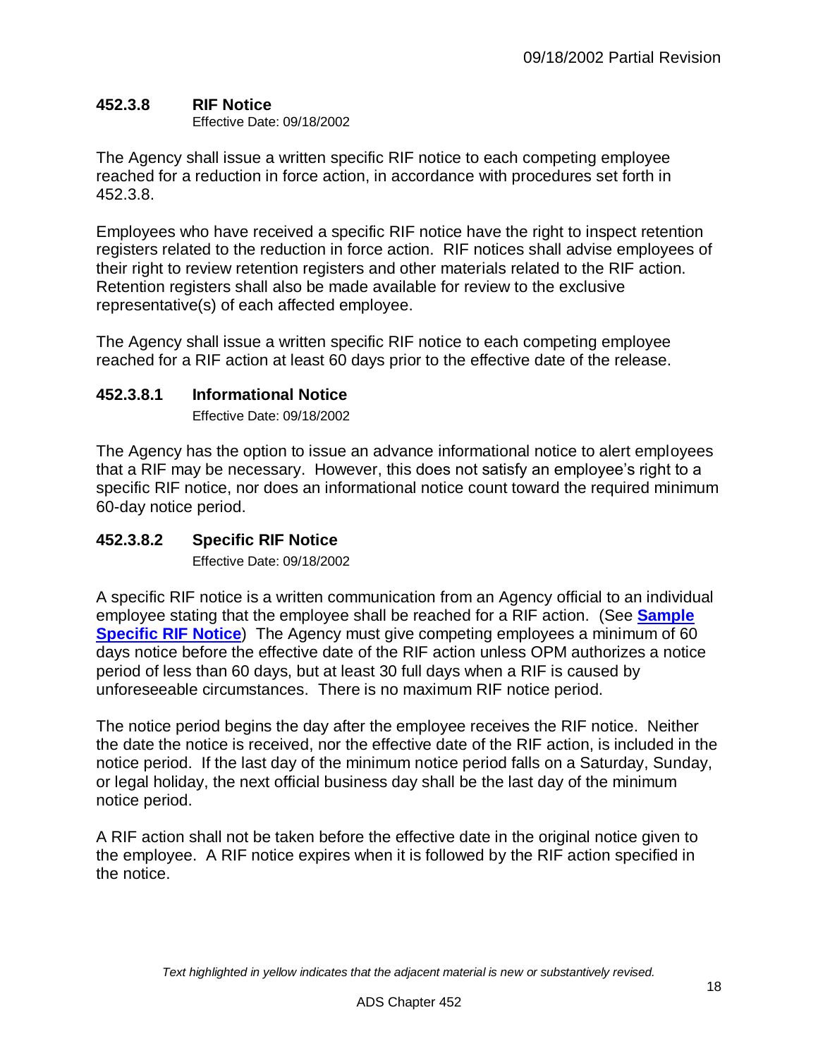### 452.3.8 RIF Notice

Effective Date: 09/18/2002

The Agency shall issue a written specific RIF notice to each competing employee reached for a reduction in force action, in accordance with procedures set forth in 452.3.8.

Employees who have received a specific RIF notice have the right to inspect retention registers related to the reduction in force action. RIF notices shall advise employees of their right to review retention registers and other materials related to the RIF action. Retention registers shall also be made available for review to the exclusive representative(s) of each affected employee.

The Agency shall issue a written specific RIF notice to each competing employee reached for a RIF action at least 60 days prior to the effective date of the release.

#### 452.3.8.1 Informational Notice

Effective Date: 09/18/2002

The Agency has the option to issue an advance informational notice to alert employees that a RIF may be necessary. However, this does not satisfy an employee's right to a specific RIF notice, nor does an informational notice count toward the required minimum 60-day notice period.

#### 452.3.8.2 Specific RIF Notice

Effective Date: 09/18/2002

A specific RIF notice is a written communication from an Agency official to an individual employee stating that the employee shall be reached for a RIF action. (See **Sample Specific RIF Notice**) The Agency must give competing employees a minimum of 60 days notice before the effective date of the RIF action unless OPM authorizes a notice period of less than 60 days, but at least 30 full days when a RIF is caused by unforeseeable circumstances. There is no maximum RIF notice period.

The notice period begins the day after the employee receives the RIF notice. Neither the date the notice is received, nor the effective date of the RIF action, is included in the notice period. If the last day of the minimum notice period falls on a Saturday, Sunday, or legal holiday, the next official business day shall be the last day of the minimum notice period.

A RIF action shall not be taken before the effective date in the original notice given to the employee. A RIF notice expires when it is followed by the RIF action specified in the notice.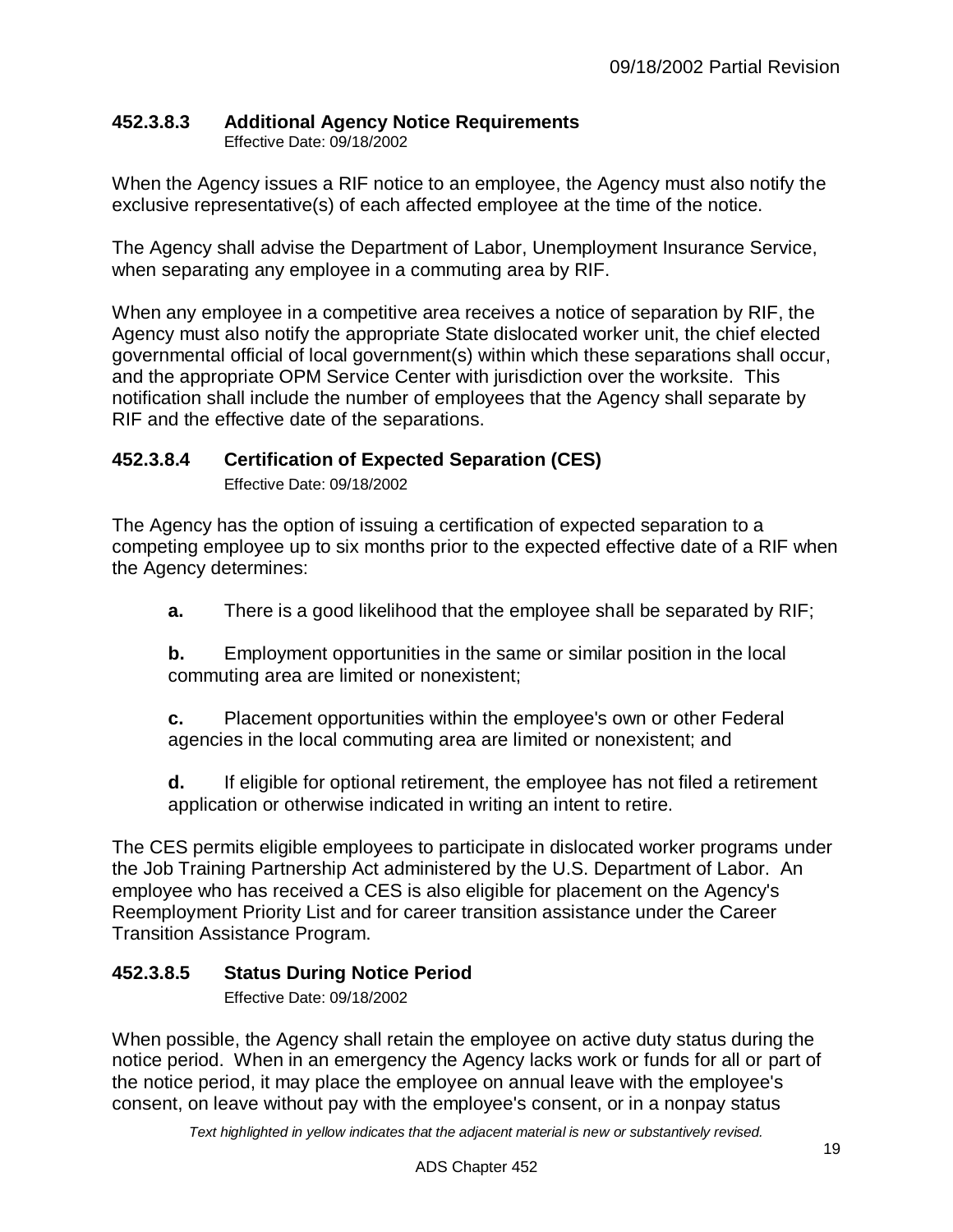### 452.3.8.3 Additional Agency Notice Requirements

Effective Date: 09/18/2002

When the Agency issues a RIF notice to an employee, the Agency must also notify the exclusive representative(s) of each affected employee at the time of the notice.

The Agency shall advise the Department of Labor, Unemployment Insurance Service, when separating any employee in a commuting area by RIF.

When any employee in a competitive area receives a notice of separation by RIF, the Agency must also notify the appropriate State dislocated worker unit, the chief elected governmental official of local government(s) within which these separations shall occur, and the appropriate OPM Service Center with jurisdiction over the worksite. This notification shall include the number of employees that the Agency shall separate by RIF and the effective date of the separations.

### 452.3.8.4 Certification of Expected Separation (CES)

Effective Date: 09/18/2002

The Agency has the option of issuing a certification of expected separation to a competing employee up to six months prior to the expected effective date of a RIF when the Agency determines:

**a.** There is a good likelihood that the employee shall be separated by RIF;

**b.** Employment opportunities in the same or similar position in the local commuting area are limited or nonexistent;

**c.** Placement opportunities within the employee's own or other Federal agencies in the local commuting area are limited or nonexistent; and

**d.** If eligible for optional retirement, the employee has not filed a retirement application or otherwise indicated in writing an intent to retire.

The CES permits eligible employees to participate in dislocated worker programs under the Job Training Partnership Act administered by the U.S. Department of Labor. An employee who has received a CES is also eligible for placement on the Agency's Reemployment Priority List and for career transition assistance under the Career Transition Assistance Program.

### 452.3.8.5 Status During Notice Period

Effective Date: 09/18/2002

When possible, the Agency shall retain the employee on active duty status during the notice period. When in an emergency the Agency lacks work or funds for all or part of the notice period, it may place the employee on annual leave with the employee's consent, on leave without pay with the employee's consent, or in a nonpay status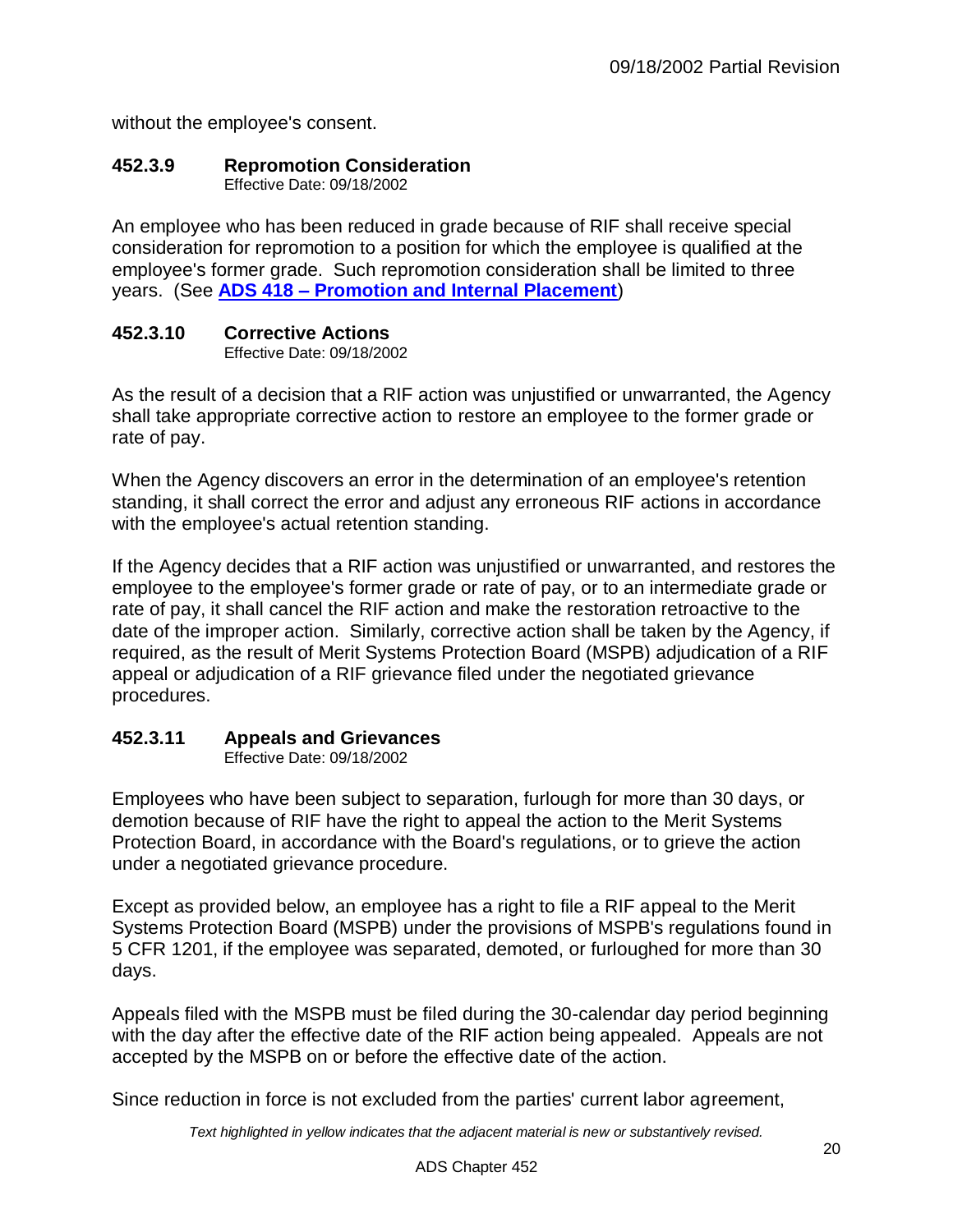without the employee's consent.

### 452.3.9 Repromotion Consideration

Effective Date: 09/18/2002

An employee who has been reduced in grade because of RIF shall receive special consideration for repromotion to a position for which the employee is qualified at the employee's former grade. Such repromotion consideration shall be limited to three years. (See **ADS 418 – Promotion and Internal Placement**)

### 452.3.10 Corrective Actions

Effective Date: 09/18/2002

As the result of a decision that a RIF action was unjustified or unwarranted, the Agency shall take appropriate corrective action to restore an employee to the former grade or rate of pay.

When the Agency discovers an error in the determination of an employee's retention standing, it shall correct the error and adjust any erroneous RIF actions in accordance with the employee's actual retention standing.

If the Agency decides that a RIF action was unjustified or unwarranted, and restores the employee to the employee's former grade or rate of pay, or to an intermediate grade or rate of pay, it shall cancel the RIF action and make the restoration retroactive to the date of the improper action. Similarly, corrective action shall be taken by the Agency, if required, as the result of Merit Systems Protection Board (MSPB) adjudication of a RIF appeal or adjudication of a RIF grievance filed under the negotiated grievance procedures.

### 452.3.11 Appeals and Grievances

Effective Date: 09/18/2002

Employees who have been subject to separation, furlough for more than 30 days, or demotion because of RIF have the right to appeal the action to the Merit Systems Protection Board, in accordance with the Board's regulations, or to grieve the action under a negotiated grievance procedure.

Except as provided below, an employee has a right to file a RIF appeal to the Merit Systems Protection Board (MSPB) under the provisions of MSPB's regulations found in 5 CFR 1201, if the employee was separated, demoted, or furloughed for more than 30 days.

Appeals filed with the MSPB must be filed during the 30-calendar day period beginning with the day after the effective date of the RIF action being appealed. Appeals are not accepted by the MSPB on or before the effective date of the action.

Since reduction in force is not excluded from the parties' current labor agreement,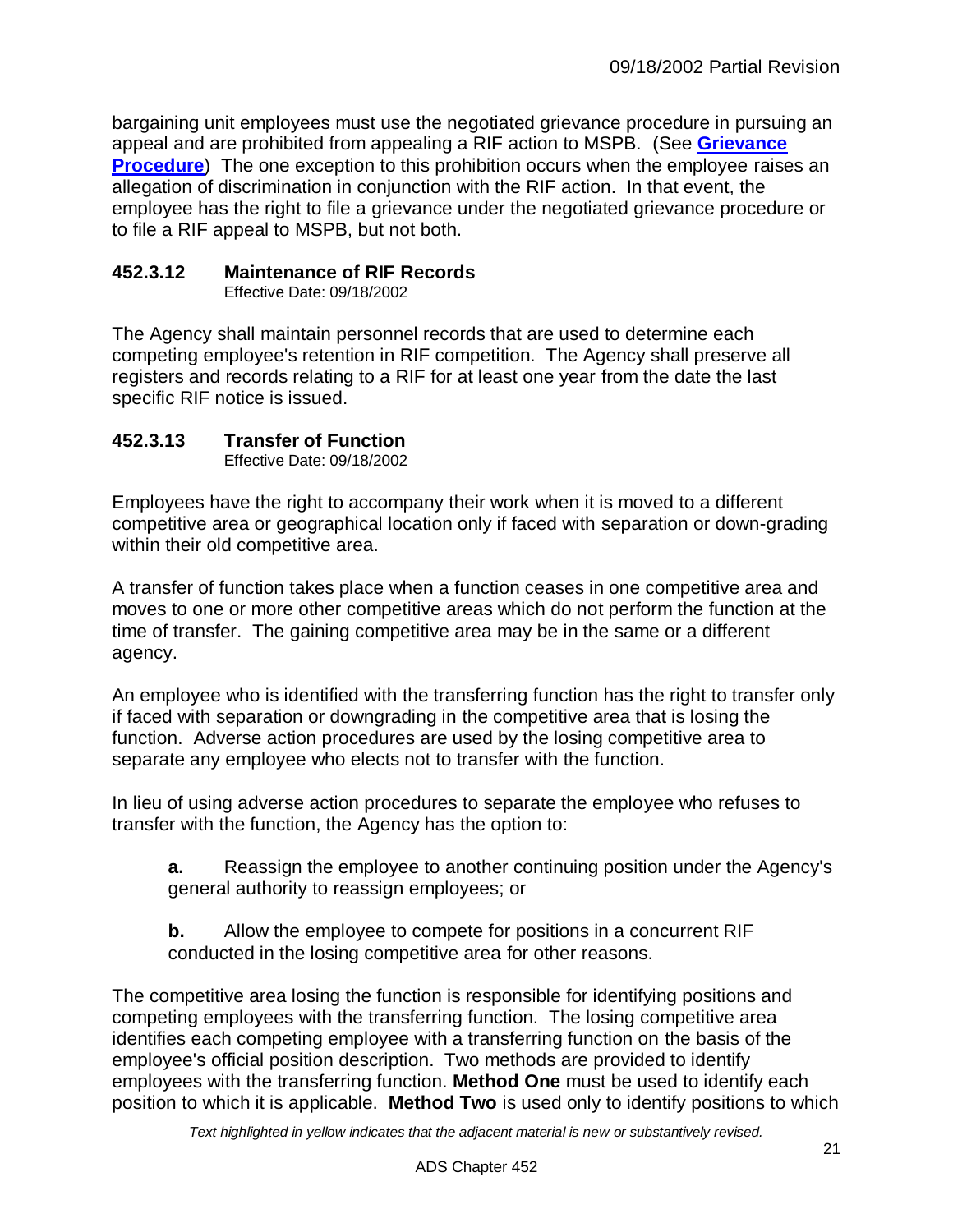bargaining unit employees must use the negotiated grievance procedure in pursuing an appeal and are prohibited from appealing a RIF action to MSPB. (See **Grievance Procedure**) The one exception to this prohibition occurs when the employee raises an allegation of discrimination in conjunction with the RIF action. In that event, the employee has the right to file a grievance under the negotiated grievance procedure or to file a RIF appeal to MSPB, but not both.

### 452.3.12 Maintenance of RIF Records

Effective Date: 09/18/2002

The Agency shall maintain personnel records that are used to determine each competing employee's retention in RIF competition. The Agency shall preserve all registers and records relating to a RIF for at least one year from the date the last specific RIF notice is issued.

### 452.3.13 Transfer of Function

Effective Date: 09/18/2002

Employees have the right to accompany their work when it is moved to a different competitive area or geographical location only if faced with separation or down-grading within their old competitive area.

A transfer of function takes place when a function ceases in one competitive area and moves to one or more other competitive areas which do not perform the function at the time of transfer. The gaining competitive area may be in the same or a different agency.

An employee who is identified with the transferring function has the right to transfer only if faced with separation or downgrading in the competitive area that is losing the function. Adverse action procedures are used by the losing competitive area to separate any employee who elects not to transfer with the function.

In lieu of using adverse action procedures to separate the employee who refuses to transfer with the function, the Agency has the option to:

**a.** Reassign the employee to another continuing position under the Agency's general authority to reassign employees; or

**b.** Allow the employee to compete for positions in a concurrent RIF conducted in the losing competitive area for other reasons.

The competitive area losing the function is responsible for identifying positions and competing employees with the transferring function. The losing competitive area identifies each competing employee with a transferring function on the basis of the employee's official position description. Two methods are provided to identify employees with the transferring function. **Method One** must be used to identify each position to which it is applicable. **Method Two** is used only to identify positions to which

*Text highlighted in yellow indicates that the adjacent material is new or substantively revised.*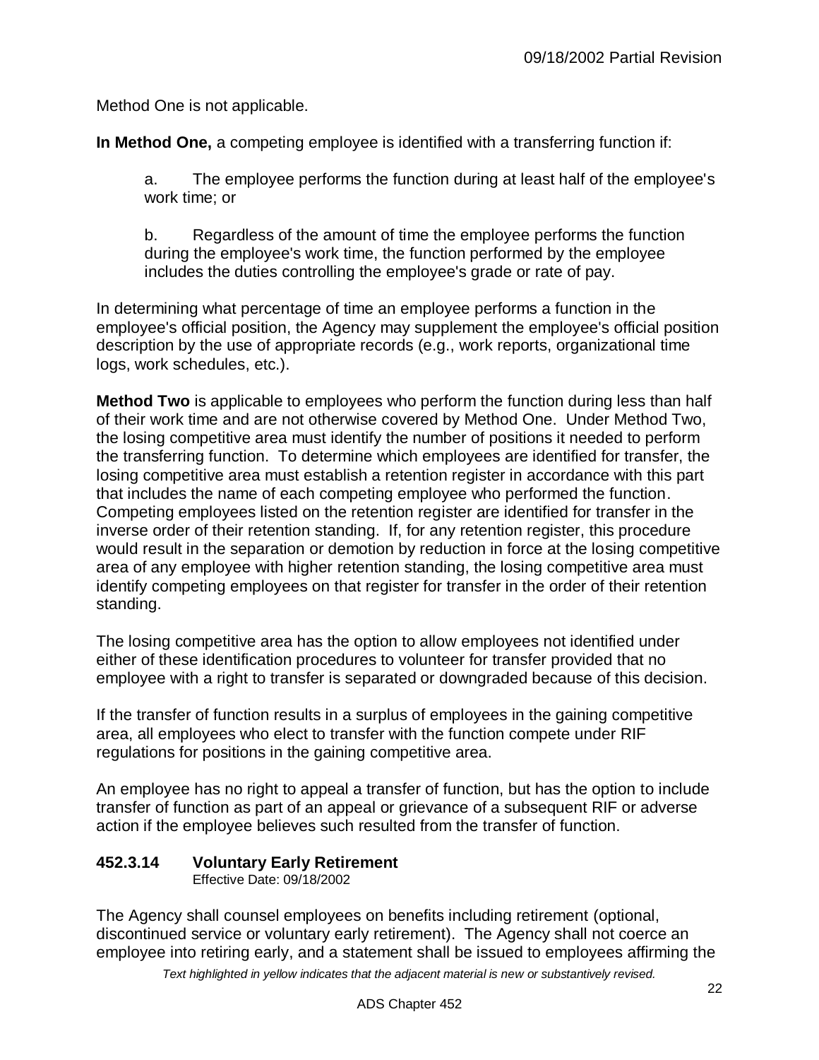Method One is not applicable.

**In Method One,** a competing employee is identified with a transferring function if:

a. The employee performs the function during at least half of the employee's work time; or

b. Regardless of the amount of time the employee performs the function during the employee's work time, the function performed by the employee includes the duties controlling the employee's grade or rate of pay.

In determining what percentage of time an employee performs a function in the employee's official position, the Agency may supplement the employee's official position description by the use of appropriate records (e.g., work reports, organizational time logs, work schedules, etc.).

**Method Two** is applicable to employees who perform the function during less than half of their work time and are not otherwise covered by Method One. Under Method Two, the losing competitive area must identify the number of positions it needed to perform the transferring function. To determine which employees are identified for transfer, the losing competitive area must establish a retention register in accordance with this part that includes the name of each competing employee who performed the function. Competing employees listed on the retention register are identified for transfer in the inverse order of their retention standing. If, for any retention register, this procedure would result in the separation or demotion by reduction in force at the losing competitive area of any employee with higher retention standing, the losing competitive area must identify competing employees on that register for transfer in the order of their retention standing.

The losing competitive area has the option to allow employees not identified under either of these identification procedures to volunteer for transfer provided that no employee with a right to transfer is separated or downgraded because of this decision.

If the transfer of function results in a surplus of employees in the gaining competitive area, all employees who elect to transfer with the function compete under RIF regulations for positions in the gaining competitive area.

An employee has no right to appeal a transfer of function, but has the option to include transfer of function as part of an appeal or grievance of a subsequent RIF or adverse action if the employee believes such resulted from the transfer of function.

### 452.3.14 Voluntary Early Retirement

Effective Date: 09/18/2002

The Agency shall counsel employees on benefits including retirement (optional, discontinued service or voluntary early retirement). The Agency shall not coerce an employee into retiring early, and a statement shall be issued to employees affirming the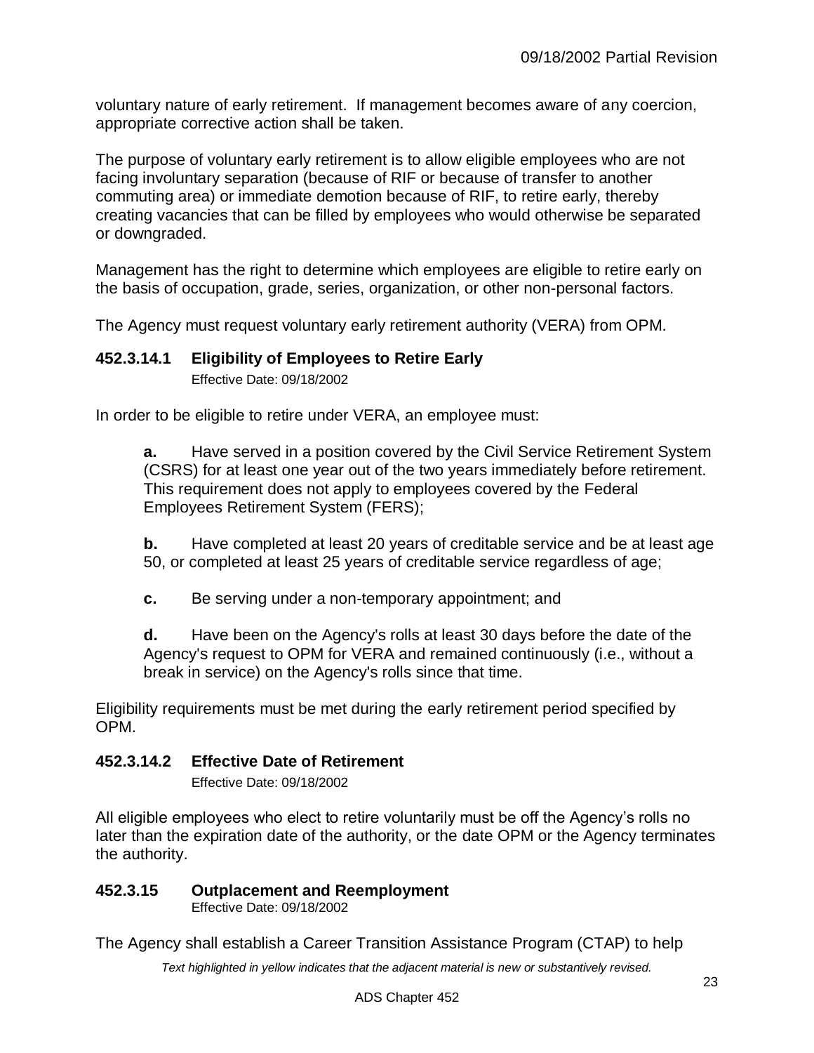voluntary nature of early retirement. If management becomes aware of any coercion, appropriate corrective action shall be taken.

The purpose of voluntary early retirement is to allow eligible employees who are not facing involuntary separation (because of RIF or because of transfer to another commuting area) or immediate demotion because of RIF, to retire early, thereby creating vacancies that can be filled by employees who would otherwise be separated or downgraded.

Management has the right to determine which employees are eligible to retire early on the basis of occupation, grade, series, organization, or other non-personal factors.

The Agency must request voluntary early retirement authority (VERA) from OPM.

### 452.3.14.1 Eligibility of Employees to Retire Early

Effective Date: 09/18/2002

In order to be eligible to retire under VERA, an employee must:

**a.** Have served in a position covered by the Civil Service Retirement System (CSRS) for at least one year out of the two years immediately before retirement. This requirement does not apply to employees covered by the Federal Employees Retirement System (FERS);

**b.** Have completed at least 20 years of creditable service and be at least age 50, or completed at least 25 years of creditable service regardless of age;

**c.** Be serving under a non-temporary appointment; and

**d.** Have been on the Agency's rolls at least 30 days before the date of the Agency's request to OPM for VERA and remained continuously (i.e., without a break in service) on the Agency's rolls since that time.

Eligibility requirements must be met during the early retirement period specified by OPM.

### 452.3.14.2 Effective Date of Retirement

Effective Date: 09/18/2002

All eligible employees who elect to retire voluntarily must be off the Agency's rolls no later than the expiration date of the authority, or the date OPM or the Agency terminates the authority.

### 452.3.15 Outplacement and Reemployment

Effective Date: 09/18/2002

The Agency shall establish a Career Transition Assistance Program (CTAP) to help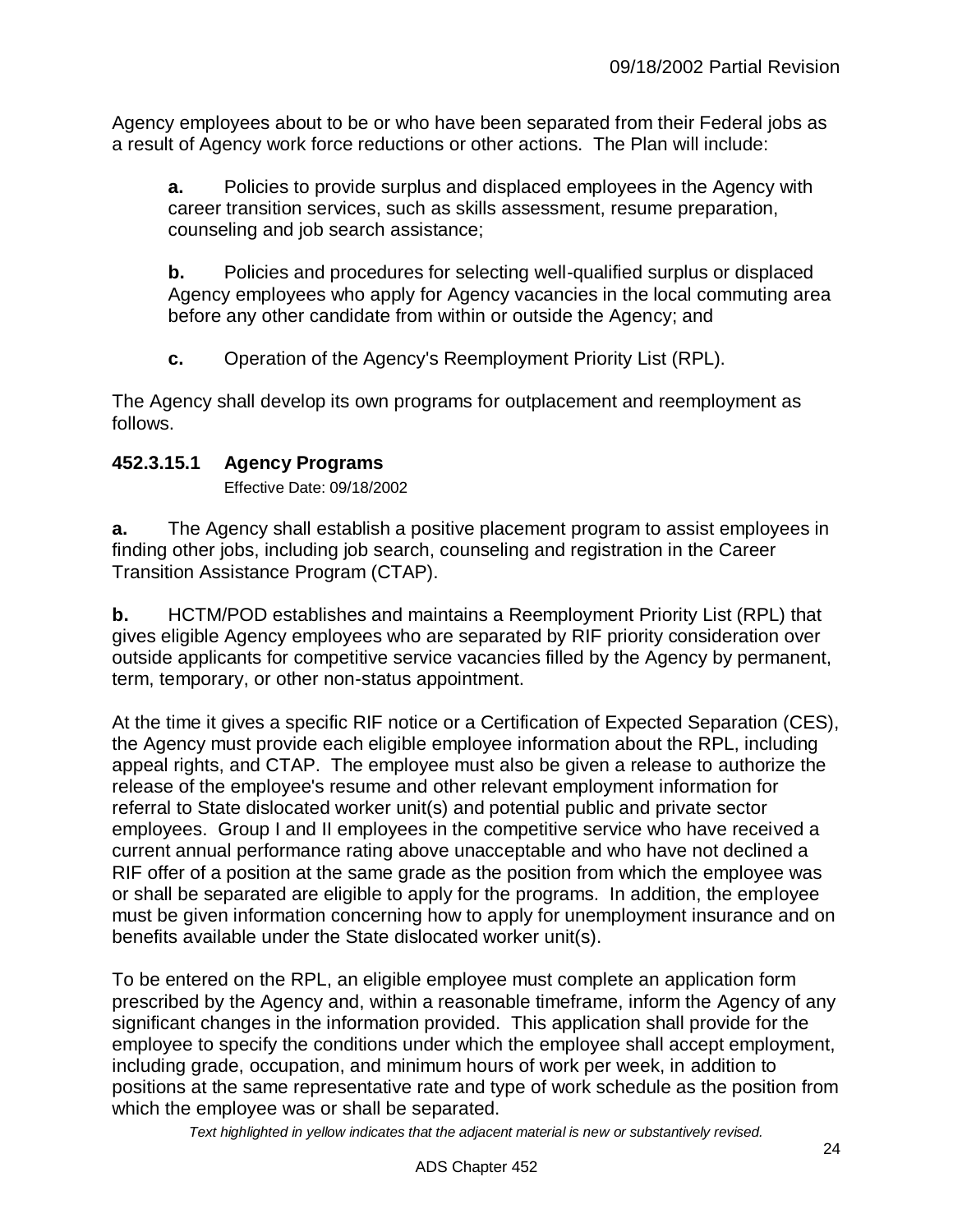Agency employees about to be or who have been separated from their Federal jobs as a result of Agency work force reductions or other actions. The Plan will include:

**a.** Policies to provide surplus and displaced employees in the Agency with career transition services, such as skills assessment, resume preparation, counseling and job search assistance;

**b.** Policies and procedures for selecting well-qualified surplus or displaced Agency employees who apply for Agency vacancies in the local commuting area before any other candidate from within or outside the Agency; and

**c.** Operation of the Agency's Reemployment Priority List (RPL).

The Agency shall develop its own programs for outplacement and reemployment as follows.

### 452.3.15.1 Agency Programs

Effective Date: 09/18/2002

**a.** The Agency shall establish a positive placement program to assist employees in finding other jobs, including job search, counseling and registration in the Career Transition Assistance Program (CTAP).

**b.** HCTM/POD establishes and maintains a Reemployment Priority List (RPL) that gives eligible Agency employees who are separated by RIF priority consideration over outside applicants for competitive service vacancies filled by the Agency by permanent, term, temporary, or other non-status appointment.

At the time it gives a specific RIF notice or a Certification of Expected Separation (CES), the Agency must provide each eligible employee information about the RPL, including appeal rights, and CTAP. The employee must also be given a release to authorize the release of the employee's resume and other relevant employment information for referral to State dislocated worker unit(s) and potential public and private sector employees. Group I and II employees in the competitive service who have received a current annual performance rating above unacceptable and who have not declined a RIF offer of a position at the same grade as the position from which the employee was or shall be separated are eligible to apply for the programs. In addition, the employee must be given information concerning how to apply for unemployment insurance and on benefits available under the State dislocated worker unit(s).

To be entered on the RPL, an eligible employee must complete an application form prescribed by the Agency and, within a reasonable timeframe, inform the Agency of any significant changes in the information provided. This application shall provide for the employee to specify the conditions under which the employee shall accept employment, including grade, occupation, and minimum hours of work per week, in addition to positions at the same representative rate and type of work schedule as the position from which the employee was or shall be separated.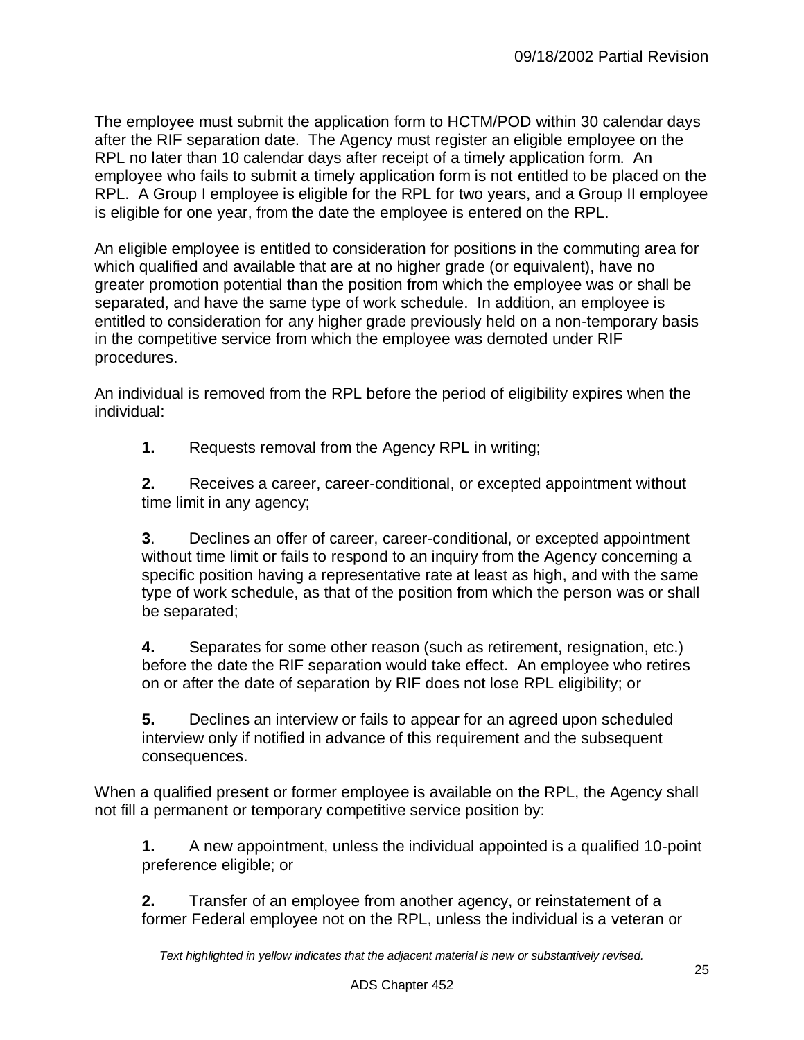The employee must submit the application form to HCTM/POD within 30 calendar days after the RIF separation date. The Agency must register an eligible employee on the RPL no later than 10 calendar days after receipt of a timely application form. An employee who fails to submit a timely application form is not entitled to be placed on the RPL. A Group I employee is eligible for the RPL for two years, and a Group II employee is eligible for one year, from the date the employee is entered on the RPL.

An eligible employee is entitled to consideration for positions in the commuting area for which qualified and available that are at no higher grade (or equivalent), have no greater promotion potential than the position from which the employee was or shall be separated, and have the same type of work schedule. In addition, an employee is entitled to consideration for any higher grade previously held on a non-temporary basis in the competitive service from which the employee was demoted under RIF procedures.

An individual is removed from the RPL before the period of eligibility expires when the individual:

**1.** Requests removal from the Agency RPL in writing;

**2.** Receives a career, career-conditional, or excepted appointment without time limit in any agency;

**3**. Declines an offer of career, career-conditional, or excepted appointment without time limit or fails to respond to an inquiry from the Agency concerning a specific position having a representative rate at least as high, and with the same type of work schedule, as that of the position from which the person was or shall be separated;

**4.** Separates for some other reason (such as retirement, resignation, etc.) before the date the RIF separation would take effect. An employee who retires on or after the date of separation by RIF does not lose RPL eligibility; or

**5.** Declines an interview or fails to appear for an agreed upon scheduled interview only if notified in advance of this requirement and the subsequent consequences.

When a qualified present or former employee is available on the RPL, the Agency shall not fill a permanent or temporary competitive service position by:

**1.** A new appointment, unless the individual appointed is a qualified 10-point preference eligible; or

**2.** Transfer of an employee from another agency, or reinstatement of a former Federal employee not on the RPL, unless the individual is a veteran or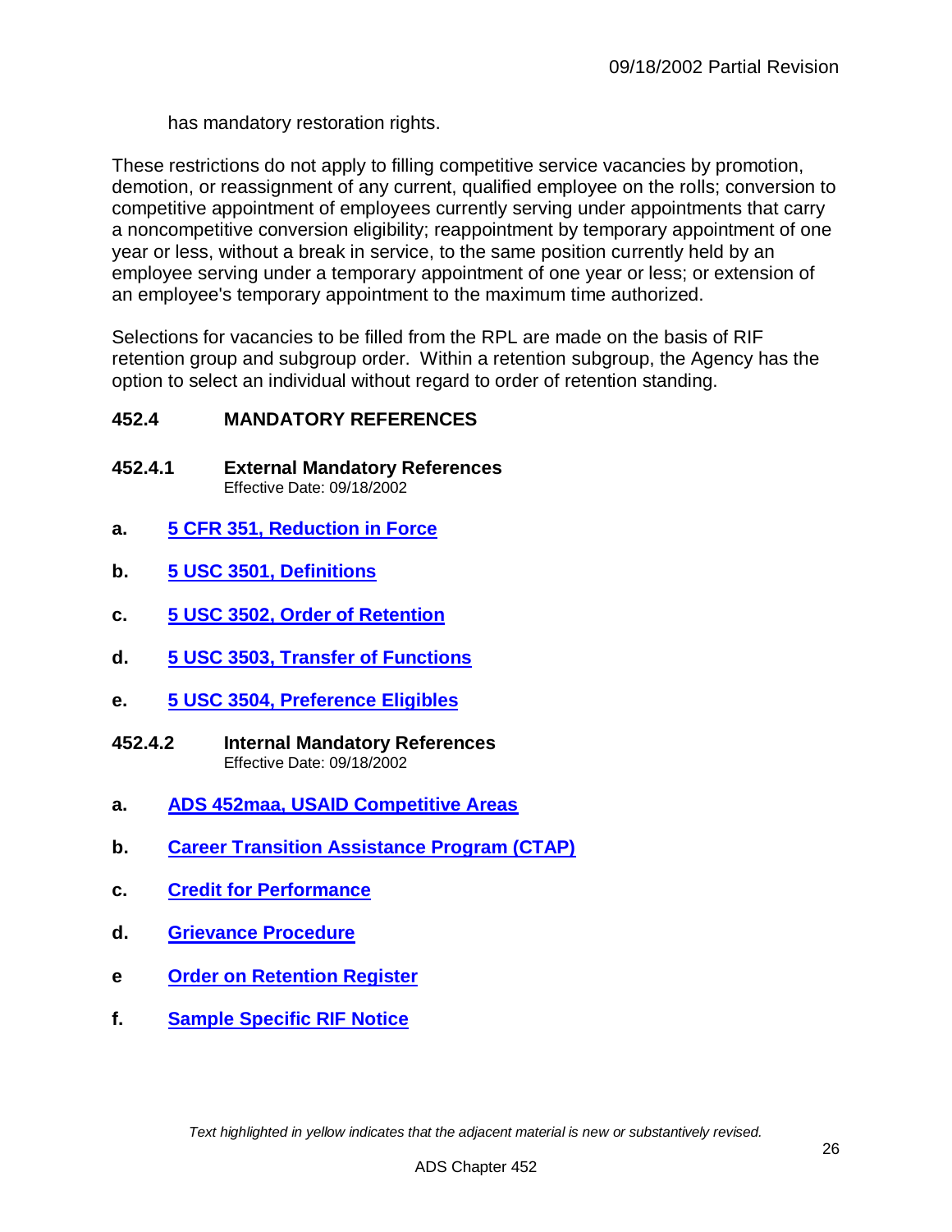has mandatory restoration rights.

These restrictions do not apply to filling competitive service vacancies by promotion, demotion, or reassignment of any current, qualified employee on the rolls; conversion to competitive appointment of employees currently serving under appointments that carry a noncompetitive conversion eligibility; reappointment by temporary appointment of one year or less, without a break in service, to the same position currently held by an employee serving under a temporary appointment of one year or less; or extension of an employee's temporary appointment to the maximum time authorized.

Selections for vacancies to be filled from the RPL are made on the basis of RIF retention group and subgroup order. Within a retention subgroup, the Agency has the option to select an individual without regard to order of retention standing.

## 452.4 MANDATORY REFERENCES

### 452.4.1 External Mandatory References

Effective Date: 09/18/2002

**a.** **5 CFR 351, Reduction in Force**

**b.** **5 USC 3501, Definitions**

**c.** **5 USC 3502, Order of Retention**

**d.** **5 USC 3503, Transfer of Functions**

**e.** **5 USC 3504, Preference Eligibles**

### 452.4.2 Internal Mandatory References

Effective Date: 09/18/2002

**a.** **ADS 452maa, USAID Competitive Areas**

**b.** **Career Transition Assistance Program (CTAP)**

**c.** **Credit for Performance**

**d.** **Grievance Procedure**

**e** **Order on Retention Register**

**f.** **Sample Specific RIF Notice**

*Text highlighted in yellow indicates that the adjacent material is new or substantively revised.*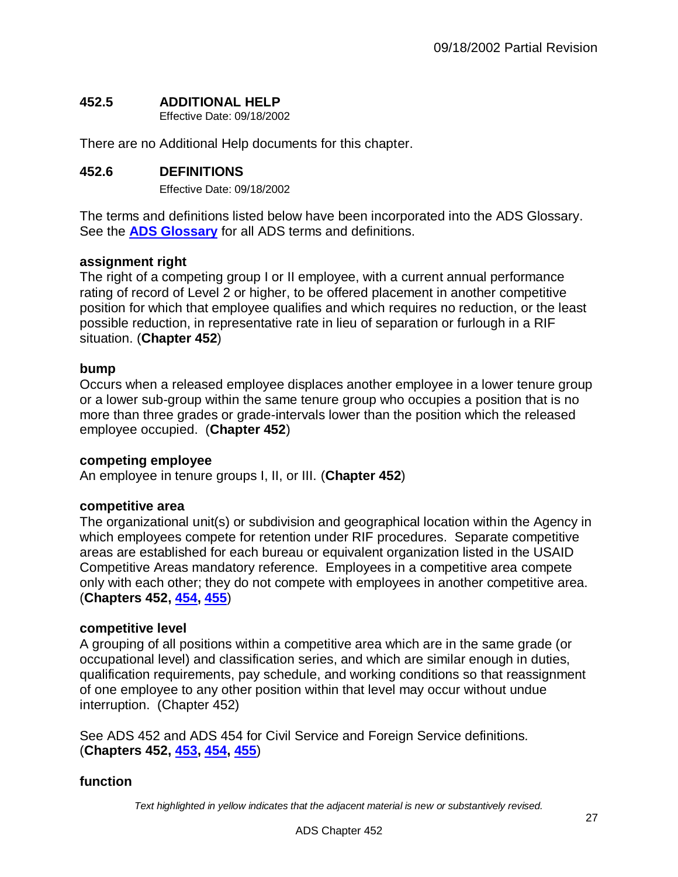## 452.5 ADDITIONAL HELP

Effective Date: 09/18/2002

There are no Additional Help documents for this chapter.

## 452.6 DEFINITIONS

Effective Date: 09/18/2002

The terms and definitions listed below have been incorporated into the ADS Glossary. See the **ADS Glossary** for all ADS terms and definitions.

**assignment right**
The right of a competing group I or II employee, with a current annual performance rating of record of Level 2 or higher, to be offered placement in another competitive position for which that employee qualifies and which requires no reduction, or the least possible reduction, in representative rate in lieu of separation or furlough in a RIF situation. (**Chapter 452**)

**bump**
Occurs when a released employee displaces another employee in a lower tenure group or a lower sub-group within the same tenure group who occupies a position that is no more than three grades or grade-intervals lower than the position which the released employee occupied. (**Chapter 452**)

**competing employee**
An employee in tenure groups I, II, or III. (**Chapter 452**)

**competitive area**
The organizational unit(s) or subdivision and geographical location within the Agency in which employees compete for retention under RIF procedures. Separate competitive areas are established for each bureau or equivalent organization listed in the USAID Competitive Areas mandatory reference. Employees in a competitive area compete only with each other; they do not compete with employees in another competitive area. (**Chapters 452, 454, 455**)

**competitive level**
A grouping of all positions within a competitive area which are in the same grade (or occupational level) and classification series, and which are similar enough in duties, qualification requirements, pay schedule, and working conditions so that reassignment of one employee to any other position within that level may occur without undue interruption. (Chapter 452)

See ADS 452 and ADS 454 for Civil Service and Foreign Service definitions. (**Chapters 452, 453, 454, 455**)

**function**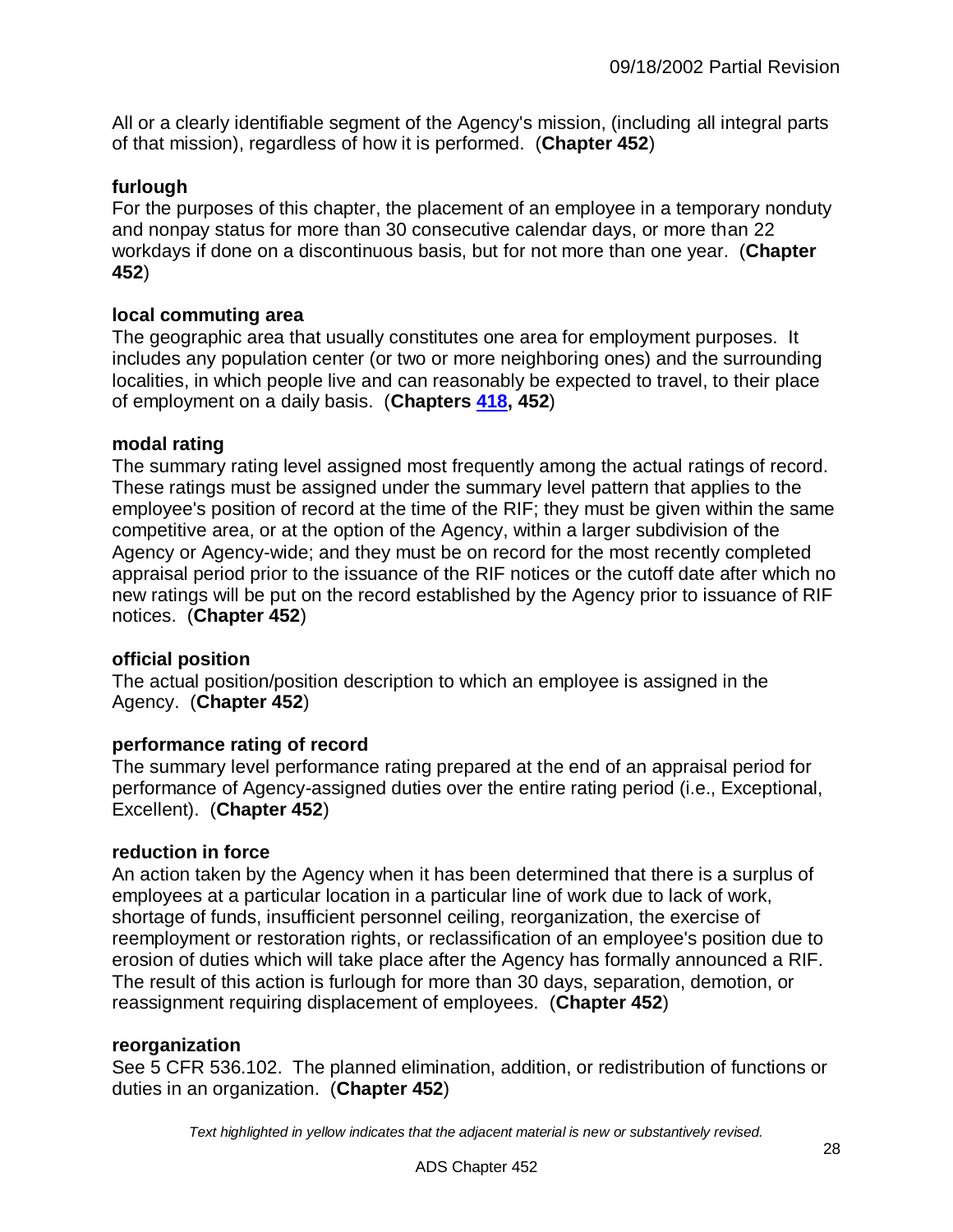All or a clearly identifiable segment of the Agency's mission, (including all integral parts of that mission), regardless of how it is performed. (**Chapter 452**)

**furlough**
For the purposes of this chapter, the placement of an employee in a temporary nonduty and nonpay status for more than 30 consecutive calendar days, or more than 22 workdays if done on a discontinuous basis, but for not more than one year. (**Chapter 452**)

**local commuting area**
The geographic area that usually constitutes one area for employment purposes. It includes any population center (or two or more neighboring ones) and the surrounding localities, in which people live and can reasonably be expected to travel, to their place of employment on a daily basis. (**Chapters 418, 452**)

**modal rating**
The summary rating level assigned most frequently among the actual ratings of record. These ratings must be assigned under the summary level pattern that applies to the employee's position of record at the time of the RIF; they must be given within the same competitive area, or at the option of the Agency, within a larger subdivision of the Agency or Agency-wide; and they must be on record for the most recently completed appraisal period prior to the issuance of the RIF notices or the cutoff date after which no new ratings will be put on the record established by the Agency prior to issuance of RIF notices. (**Chapter 452**)

**official position**
The actual position/position description to which an employee is assigned in the Agency. (**Chapter 452**)

**performance rating of record**
The summary level performance rating prepared at the end of an appraisal period for performance of Agency-assigned duties over the entire rating period (i.e., Exceptional, Excellent). (**Chapter 452**)

**reduction in force**
An action taken by the Agency when it has been determined that there is a surplus of employees at a particular location in a particular line of work due to lack of work, shortage of funds, insufficient personnel ceiling, reorganization, the exercise of reemployment or restoration rights, or reclassification of an employee's position due to erosion of duties which will take place after the Agency has formally announced a RIF. The result of this action is furlough for more than 30 days, separation, demotion, or reassignment requiring displacement of employees. (**Chapter 452**)

**reorganization**
See 5 CFR 536.102. The planned elimination, addition, or redistribution of functions or duties in an organization. (**Chapter 452**)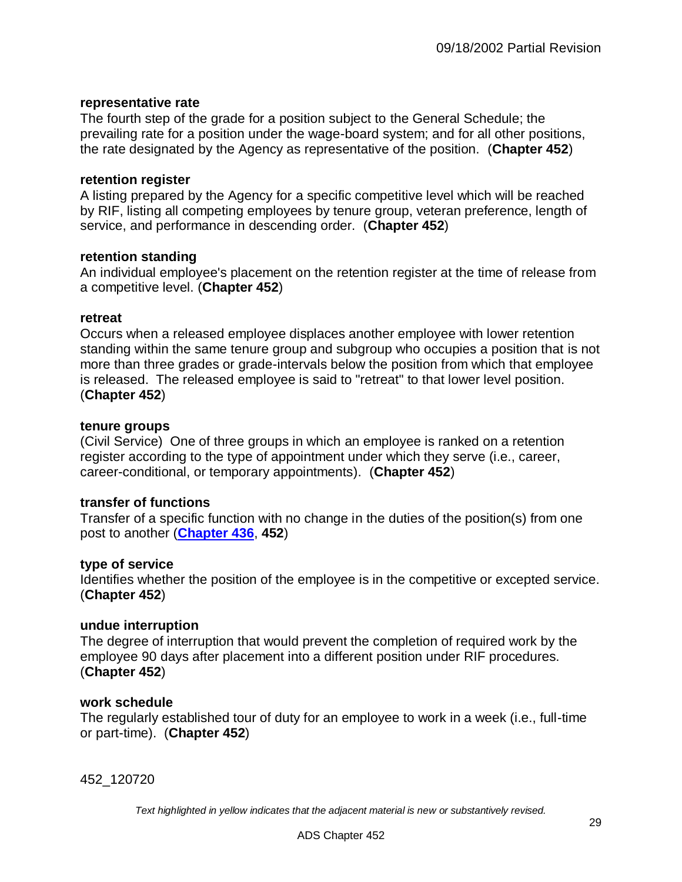**representative rate**
The fourth step of the grade for a position subject to the General Schedule; the prevailing rate for a position under the wage-board system; and for all other positions, the rate designated by the Agency as representative of the position. (**Chapter 452**)

**retention register**
A listing prepared by the Agency for a specific competitive level which will be reached by RIF, listing all competing employees by tenure group, veteran preference, length of service, and performance in descending order. (**Chapter 452**)

**retention standing**
An individual employee's placement on the retention register at the time of release from a competitive level. (**Chapter 452**)

**retreat**
Occurs when a released employee displaces another employee with lower retention standing within the same tenure group and subgroup who occupies a position that is not more than three grades or grade-intervals below the position from which that employee is released. The released employee is said to "retreat" to that lower level position. (**Chapter 452**)

**tenure groups**
(Civil Service) One of three groups in which an employee is ranked on a retention register according to the type of appointment under which they serve (i.e., career, career-conditional, or temporary appointments). (**Chapter 452**)

**transfer of functions**
Transfer of a specific function with no change in the duties of the position(s) from one post to another (**Chapter 436**, **452**)

**type of service**
Identifies whether the position of the employee is in the competitive or excepted service. (**Chapter 452**)

**undue interruption**
The degree of interruption that would prevent the completion of required work by the employee 90 days after placement into a different position under RIF procedures. (**Chapter 452**)

**work schedule**
The regularly established tour of duty for an employee to work in a week (i.e., full-time or part-time). (**Chapter 452**)

452_120720